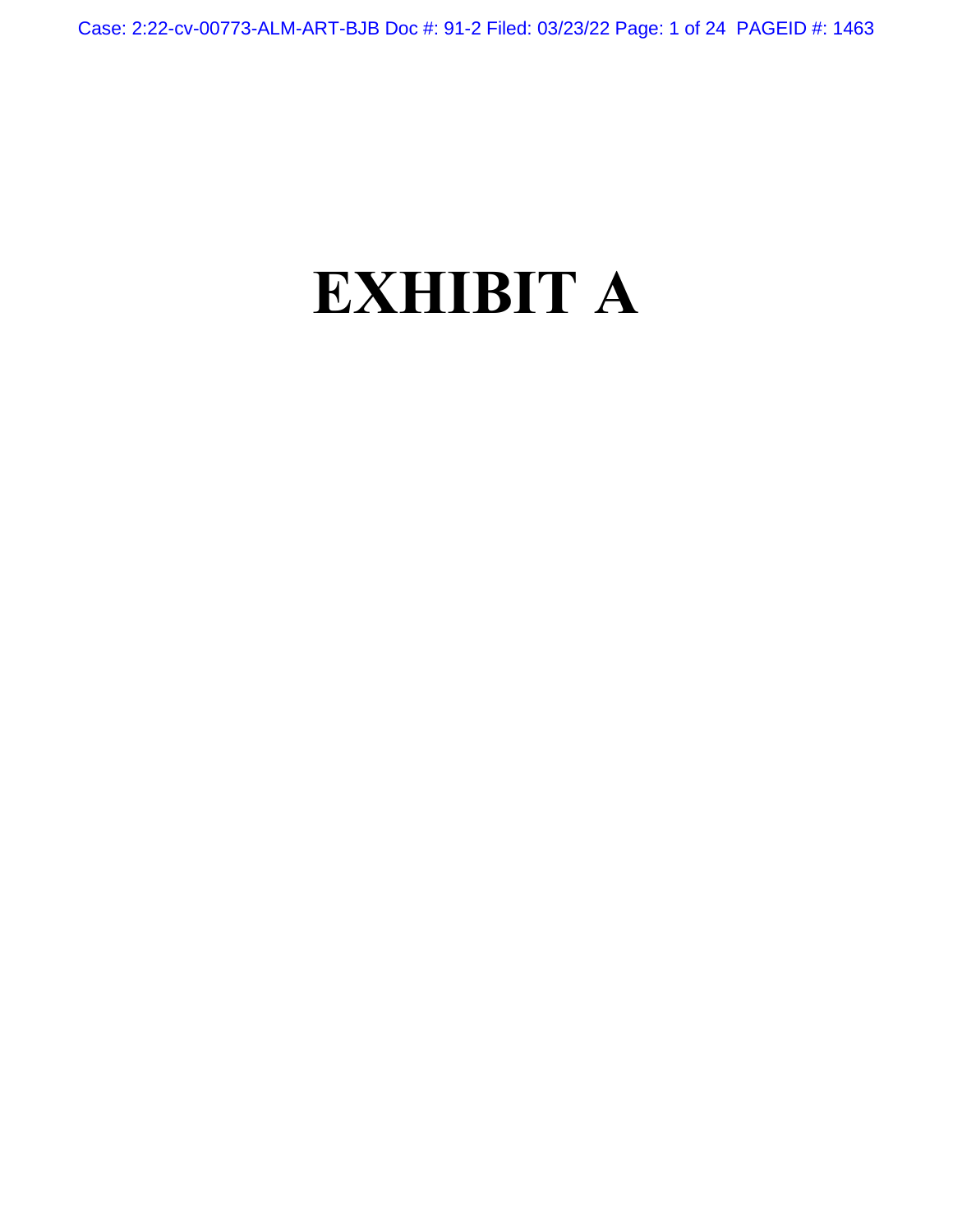# EXHIBIT A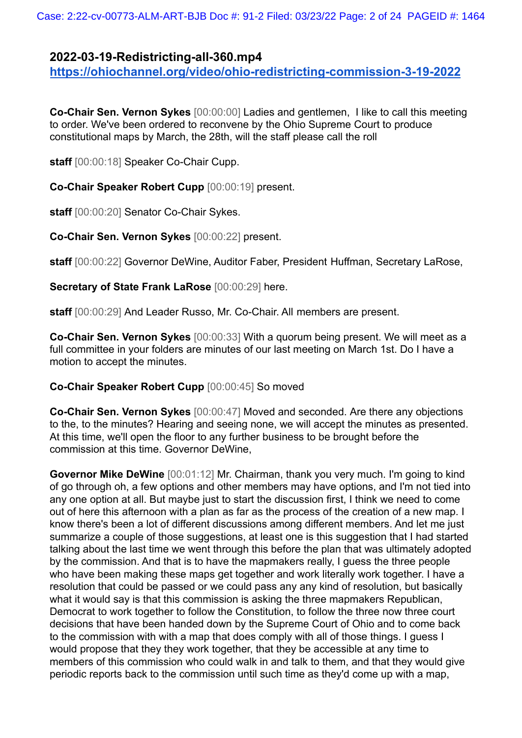**2022-03-19-Redistricting-all-360.mp4**
**https://ohiochannel.org/video/ohio-redistricting-commission-3-19-2022**

**Co-Chair Sen. Vernon Sykes** [00:00:00] Ladies and gentlemen, I like to call this meeting to order. We've been ordered to reconvene by the Ohio Supreme Court to produce constitutional maps by March, the 28th, will the staff please call the roll

**staff** [00:00:18] Speaker Co-Chair Cupp.

**Co-Chair Speaker Robert Cupp** [00:00:19] present.

**staff** [00:00:20] Senator Co-Chair Sykes.

**Co-Chair Sen. Vernon Sykes** [00:00:22] present.

**staff** [00:00:22] Governor DeWine, Auditor Faber, President Huffman, Secretary LaRose,

**Secretary of State Frank LaRose** [00:00:29] here.

**staff** [00:00:29] And Leader Russo, Mr. Co-Chair. All members are present.

**Co-Chair Sen. Vernon Sykes** [00:00:33] With a quorum being present. We will meet as a full committee in your folders are minutes of our last meeting on March 1st. Do I have a motion to accept the minutes.

**Co-Chair Speaker Robert Cupp** [00:00:45] So moved

**Co-Chair Sen. Vernon Sykes** [00:00:47] Moved and seconded. Are there any objections to the, to the minutes? Hearing and seeing none, we will accept the minutes as presented. At this time, we'll open the floor to any further business to be brought before the commission at this time. Governor DeWine,

**Governor Mike DeWine** [00:01:12] Mr. Chairman, thank you very much. I'm going to kind of go through oh, a few options and other members may have options, and I'm not tied into any one option at all. But maybe just to start the discussion first, I think we need to come out of here this afternoon with a plan as far as the process of the creation of a new map. I know there's been a lot of different discussions among different members. And let me just summarize a couple of those suggestions, at least one is this suggestion that I had started talking about the last time we went through this before the plan that was ultimately adopted by the commission. And that is to have the mapmakers really, I guess the three people who have been making these maps get together and work literally work together. I have a resolution that could be passed or we could pass any any kind of resolution, but basically what it would say is that this commission is asking the three mapmakers Republican, Democrat to work together to follow the Constitution, to follow the three now three court decisions that have been handed down by the Supreme Court of Ohio and to come back to the commission with with a map that does comply with all of those things. I guess I would propose that they they work together, that they be accessible at any time to members of this commission who could walk in and talk to them, and that they would give periodic reports back to the commission until such time as they'd come up with a map,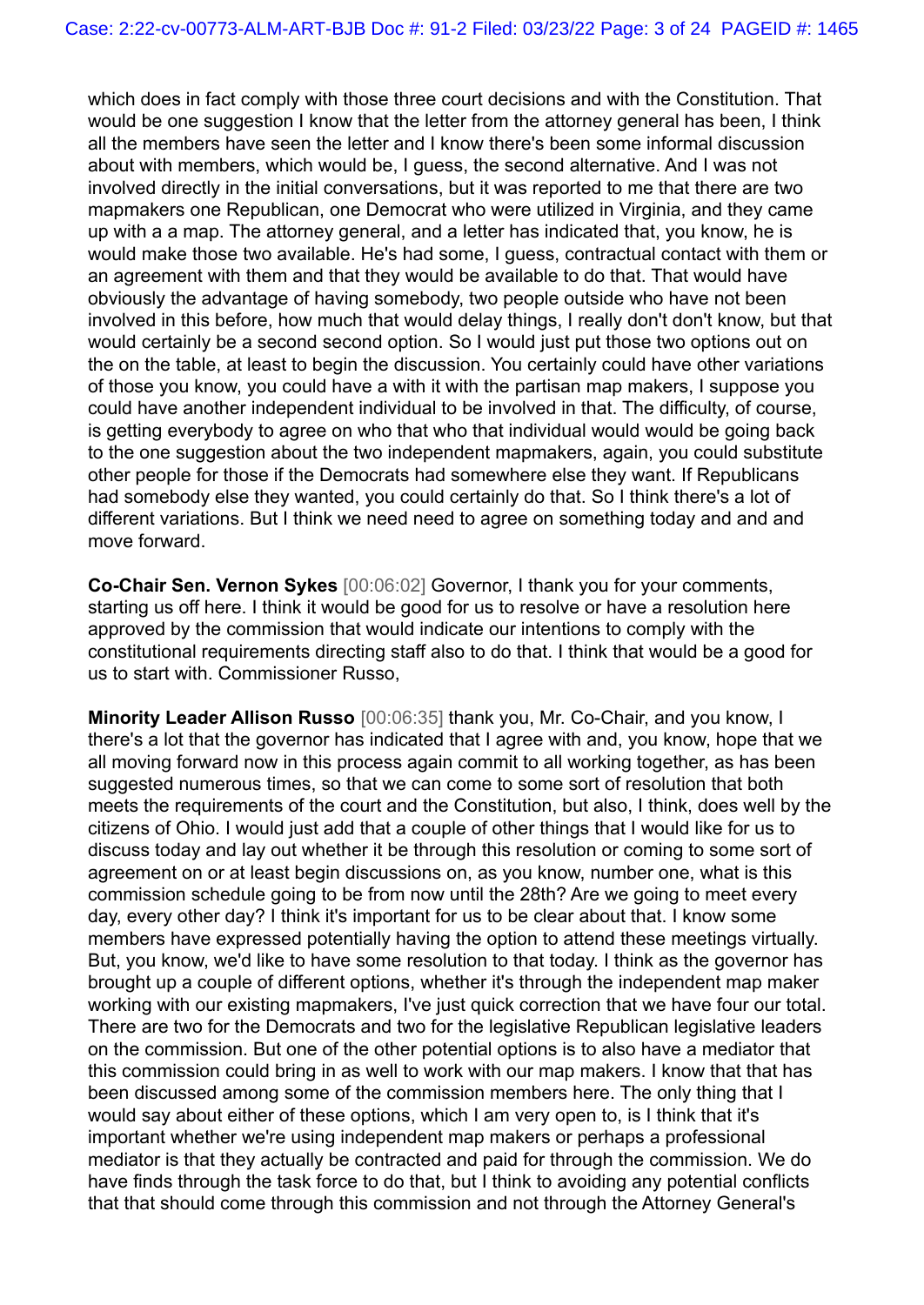which does in fact comply with those three court decisions and with the Constitution. That would be one suggestion I know that the letter from the attorney general has been, I think all the members have seen the letter and I know there's been some informal discussion about with members, which would be, I guess, the second alternative. And I was not involved directly in the initial conversations, but it was reported to me that there are two mapmakers one Republican, one Democrat who were utilized in Virginia, and they came up with a a map. The attorney general, and a letter has indicated that, you know, he is would make those two available. He's had some, I guess, contractual contact with them or an agreement with them and that they would be available to do that. That would have obviously the advantage of having somebody, two people outside who have not been involved in this before, how much that would delay things, I really don't don't know, but that would certainly be a second second option. So I would just put those two options out on the on the table, at least to begin the discussion. You certainly could have other variations of those you know, you could have a with it with the partisan map makers, I suppose you could have another independent individual to be involved in that. The difficulty, of course, is getting everybody to agree on who that who that individual would would be going back to the one suggestion about the two independent mapmakers, again, you could substitute other people for those if the Democrats had somewhere else they want. If Republicans had somebody else they wanted, you could certainly do that. So I think there's a lot of different variations. But I think we need need to agree on something today and and and move forward.

**Co-Chair Sen. Vernon Sykes** [00:06:02] Governor, I thank you for your comments, starting us off here. I think it would be good for us to resolve or have a resolution here approved by the commission that would indicate our intentions to comply with the constitutional requirements directing staff also to do that. I think that would be a good for us to start with. Commissioner Russo,

**Minority Leader Allison Russo** [00:06:35] thank you, Mr. Co-Chair, and you know, I there's a lot that the governor has indicated that I agree with and, you know, hope that we all moving forward now in this process again commit to all working together, as has been suggested numerous times, so that we can come to some sort of resolution that both meets the requirements of the court and the Constitution, but also, I think, does well by the citizens of Ohio. I would just add that a couple of other things that I would like for us to discuss today and lay out whether it be through this resolution or coming to some sort of agreement on or at least begin discussions on, as you know, number one, what is this commission schedule going to be from now until the 28th? Are we going to meet every day, every other day? I think it's important for us to be clear about that. I know some members have expressed potentially having the option to attend these meetings virtually. But, you know, we'd like to have some resolution to that today. I think as the governor has brought up a couple of different options, whether it's through the independent map maker working with our existing mapmakers, I've just quick correction that we have four our total. There are two for the Democrats and two for the legislative Republican legislative leaders on the commission. But one of the other potential options is to also have a mediator that this commission could bring in as well to work with our map makers. I know that that has been discussed among some of the commission members here. The only thing that I would say about either of these options, which I am very open to, is I think that it's important whether we're using independent map makers or perhaps a professional mediator is that they actually be contracted and paid for through the commission. We do have finds through the task force to do that, but I think to avoiding any potential conflicts that that should come through this commission and not through the Attorney General's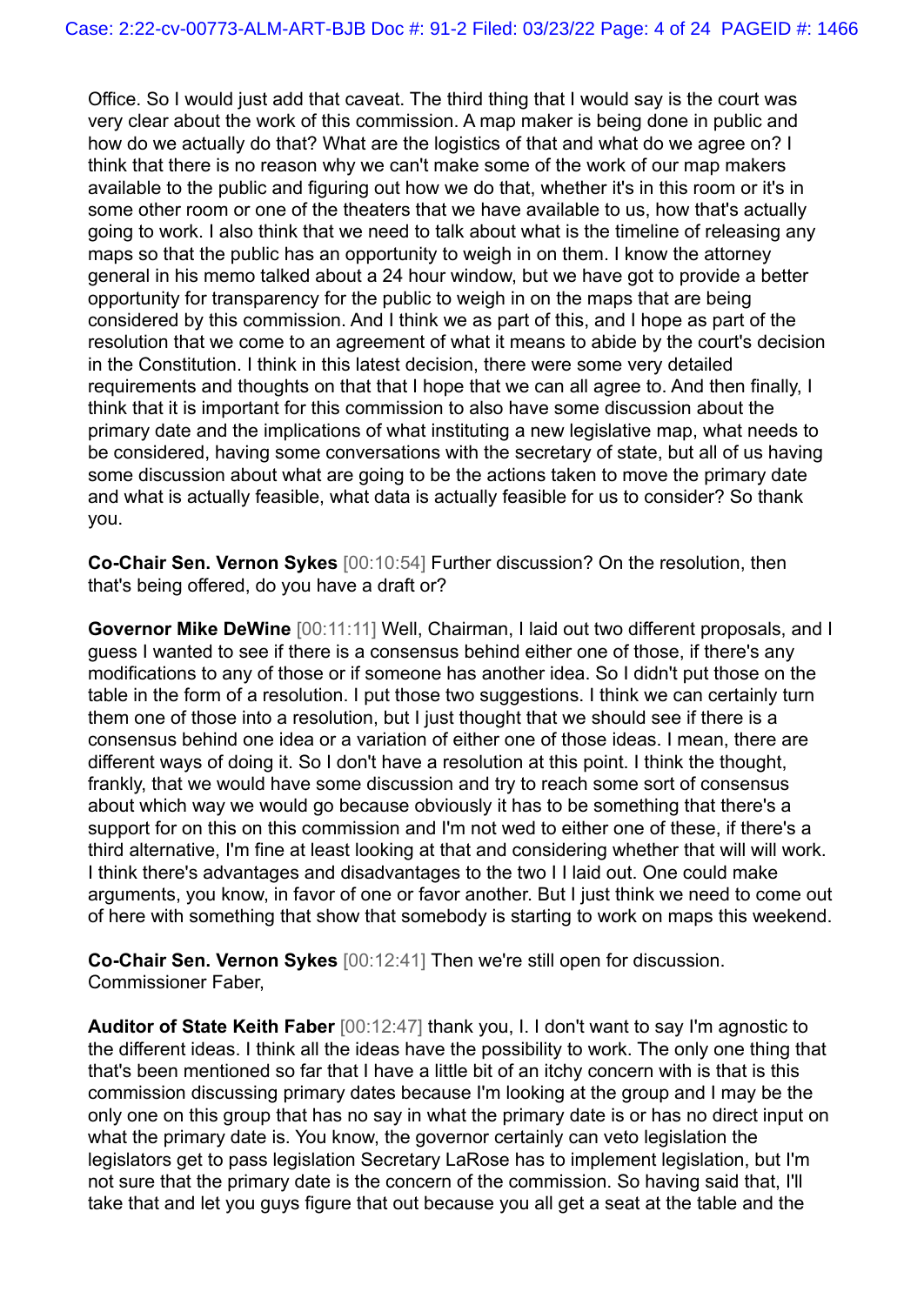Office. So I would just add that caveat. The third thing that I would say is the court was very clear about the work of this commission. A map maker is being done in public and how do we actually do that? What are the logistics of that and what do we agree on? I think that there is no reason why we can't make some of the work of our map makers available to the public and figuring out how we do that, whether it's in this room or it's in some other room or one of the theaters that we have available to us, how that's actually going to work. I also think that we need to talk about what is the timeline of releasing any maps so that the public has an opportunity to weigh in on them. I know the attorney general in his memo talked about a 24 hour window, but we have got to provide a better opportunity for transparency for the public to weigh in on the maps that are being considered by this commission. And I think we as part of this, and I hope as part of the resolution that we come to an agreement of what it means to abide by the court's decision in the Constitution. I think in this latest decision, there were some very detailed requirements and thoughts on that that I hope that we can all agree to. And then finally, I think that it is important for this commission to also have some discussion about the primary date and the implications of what instituting a new legislative map, what needs to be considered, having some conversations with the secretary of state, but all of us having some discussion about what are going to be the actions taken to move the primary date and what is actually feasible, what data is actually feasible for us to consider? So thank you.

**Co-Chair Sen. Vernon Sykes** [00:10:54] Further discussion? On the resolution, then that's being offered, do you have a draft or?

**Governor Mike DeWine** [00:11:11] Well, Chairman, I laid out two different proposals, and I guess I wanted to see if there is a consensus behind either one of those, if there's any modifications to any of those or if someone has another idea. So I didn't put those on the table in the form of a resolution. I put those two suggestions. I think we can certainly turn them one of those into a resolution, but I just thought that we should see if there is a consensus behind one idea or a variation of either one of those ideas. I mean, there are different ways of doing it. So I don't have a resolution at this point. I think the thought, frankly, that we would have some discussion and try to reach some sort of consensus about which way we would go because obviously it has to be something that there's a support for on this on this commission and I'm not wed to either one of these, if there's a third alternative, I'm fine at least looking at that and considering whether that will will work. I think there's advantages and disadvantages to the two I I laid out. One could make arguments, you know, in favor of one or favor another. But I just think we need to come out of here with something that show that somebody is starting to work on maps this weekend.

**Co-Chair Sen. Vernon Sykes** [00:12:41] Then we're still open for discussion. Commissioner Faber,

**Auditor of State Keith Faber** [00:12:47] thank you, I. I don't want to say I'm agnostic to the different ideas. I think all the ideas have the possibility to work. The only one thing that that's been mentioned so far that I have a little bit of an itchy concern with is that is this commission discussing primary dates because I'm looking at the group and I may be the only one on this group that has no say in what the primary date is or has no direct input on what the primary date is. You know, the governor certainly can veto legislation the legislators get to pass legislation Secretary LaRose has to implement legislation, but I'm not sure that the primary date is the concern of the commission. So having said that, I'll take that and let you guys figure that out because you all get a seat at the table and the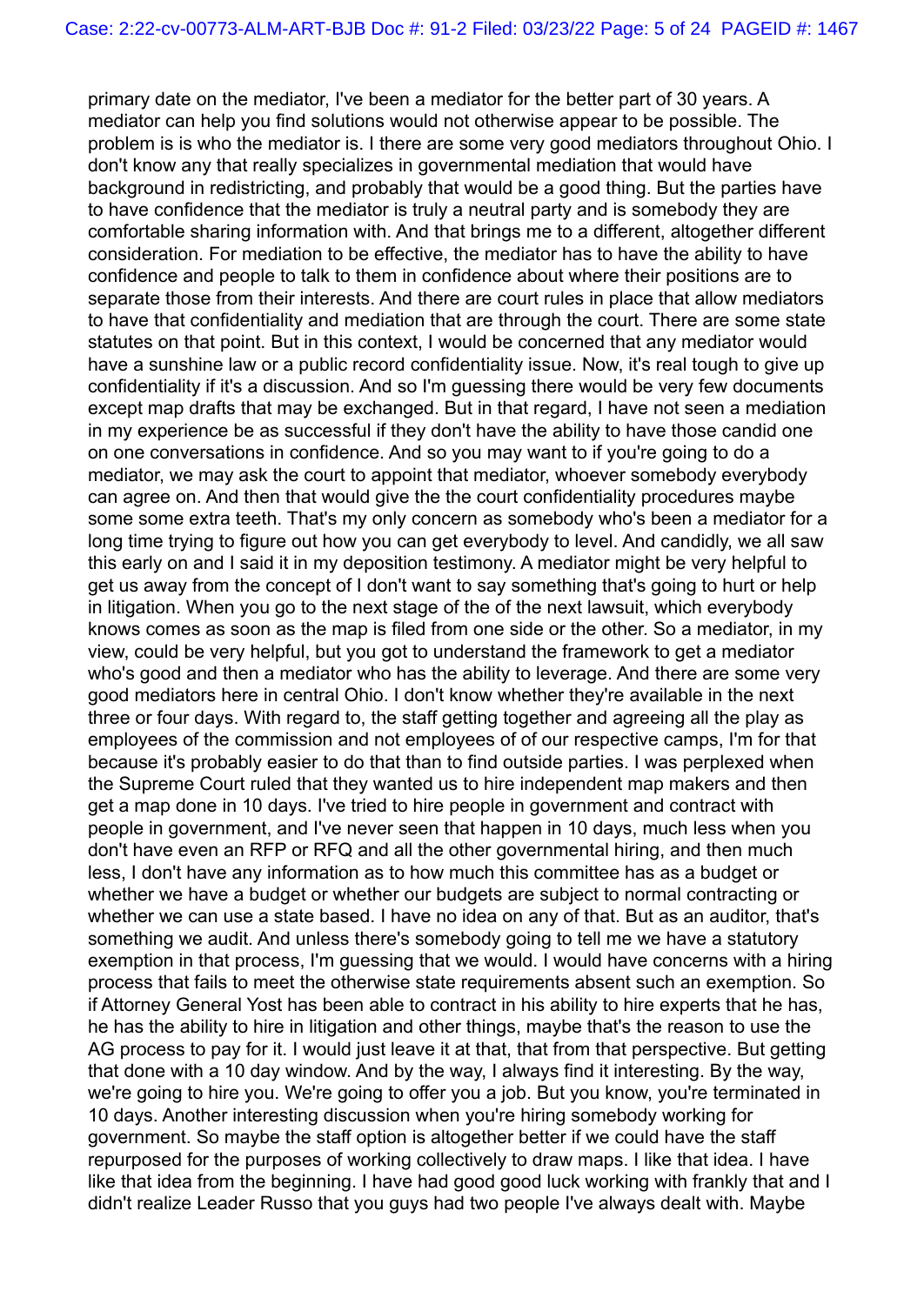primary date on the mediator, I've been a mediator for the better part of 30 years. A mediator can help you find solutions would not otherwise appear to be possible. The problem is is who the mediator is. I there are some very good mediators throughout Ohio. I don't know any that really specializes in governmental mediation that would have background in redistricting, and probably that would be a good thing. But the parties have to have confidence that the mediator is truly a neutral party and is somebody they are comfortable sharing information with. And that brings me to a different, altogether different consideration. For mediation to be effective, the mediator has to have the ability to have confidence and people to talk to them in confidence about where their positions are to separate those from their interests. And there are court rules in place that allow mediators to have that confidentiality and mediation that are through the court. There are some state statutes on that point. But in this context, I would be concerned that any mediator would have a sunshine law or a public record confidentiality issue. Now, it's real tough to give up confidentiality if it's a discussion. And so I'm guessing there would be very few documents except map drafts that may be exchanged. But in that regard, I have not seen a mediation in my experience be as successful if they don't have the ability to have those candid one on one conversations in confidence. And so you may want to if you're going to do a mediator, we may ask the court to appoint that mediator, whoever somebody everybody can agree on. And then that would give the the court confidentiality procedures maybe some some extra teeth. That's my only concern as somebody who's been a mediator for a long time trying to figure out how you can get everybody to level. And candidly, we all saw this early on and I said it in my deposition testimony. A mediator might be very helpful to get us away from the concept of I don't want to say something that's going to hurt or help in litigation. When you go to the next stage of the of the next lawsuit, which everybody knows comes as soon as the map is filed from one side or the other. So a mediator, in my view, could be very helpful, but you got to understand the framework to get a mediator who's good and then a mediator who has the ability to leverage. And there are some very good mediators here in central Ohio. I don't know whether they're available in the next three or four days. With regard to, the staff getting together and agreeing all the play as employees of the commission and not employees of of our respective camps, I'm for that because it's probably easier to do that than to find outside parties. I was perplexed when the Supreme Court ruled that they wanted us to hire independent map makers and then get a map done in 10 days. I've tried to hire people in government and contract with people in government, and I've never seen that happen in 10 days, much less when you don't have even an RFP or RFQ and all the other governmental hiring, and then much less, I don't have any information as to how much this committee has as a budget or whether we have a budget or whether our budgets are subject to normal contracting or whether we can use a state based. I have no idea on any of that. But as an auditor, that's something we audit. And unless there's somebody going to tell me we have a statutory exemption in that process, I'm guessing that we would. I would have concerns with a hiring process that fails to meet the otherwise state requirements absent such an exemption. So if Attorney General Yost has been able to contract in his ability to hire experts that he has, he has the ability to hire in litigation and other things, maybe that's the reason to use the AG process to pay for it. I would just leave it at that, that from that perspective. But getting that done with a 10 day window. And by the way, I always find it interesting. By the way, we're going to hire you. We're going to offer you a job. But you know, you're terminated in 10 days. Another interesting discussion when you're hiring somebody working for government. So maybe the staff option is altogether better if we could have the staff repurposed for the purposes of working collectively to draw maps. I like that idea. I have like that idea from the beginning. I have had good good luck working with frankly that and I didn't realize Leader Russo that you guys had two people I've always dealt with. Maybe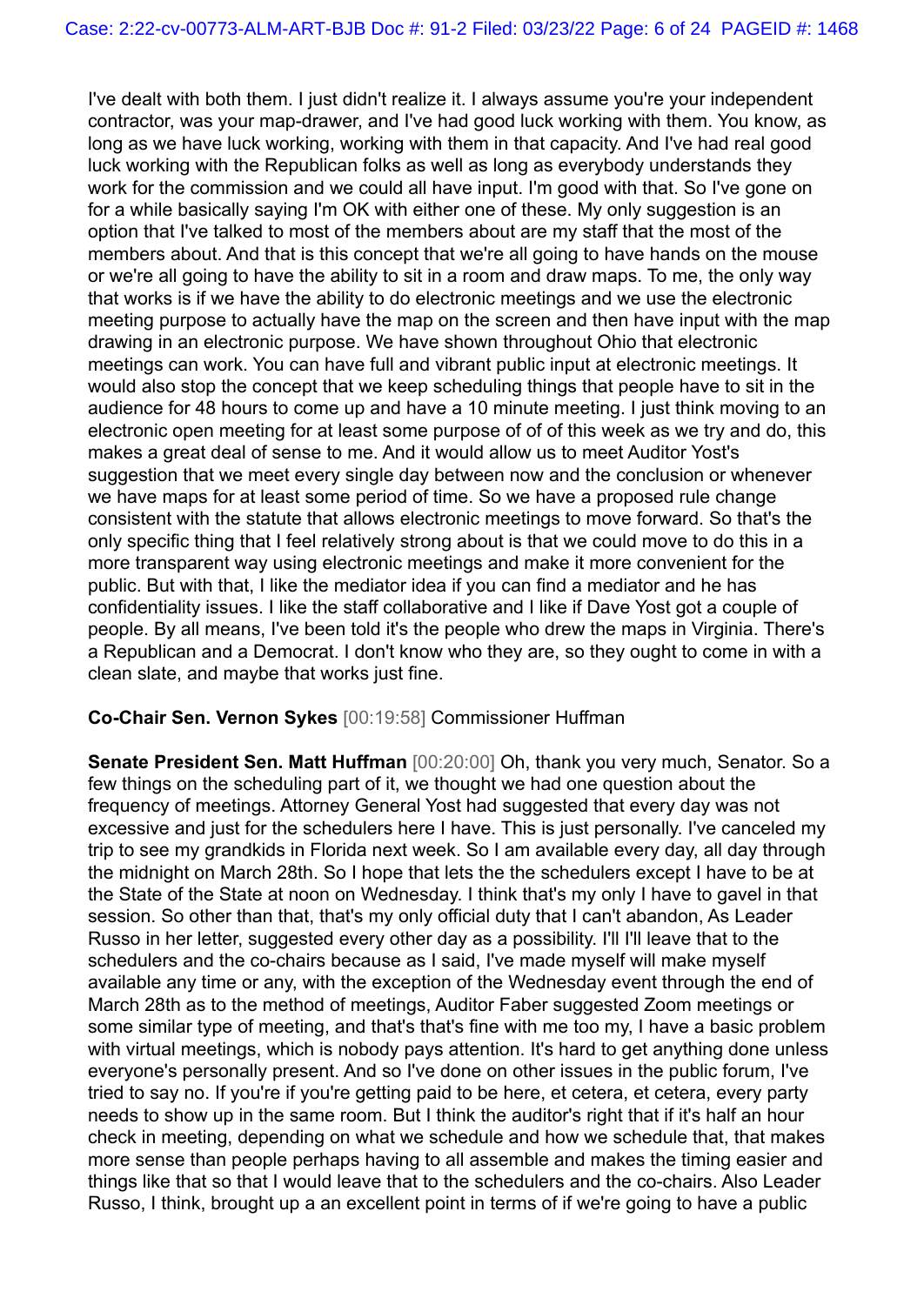I've dealt with both them. I just didn't realize it. I always assume you're your independent contractor, was your map-drawer, and I've had good luck working with them. You know, as long as we have luck working, working with them in that capacity. And I've had real good luck working with the Republican folks as well as long as everybody understands they work for the commission and we could all have input. I'm good with that. So I've gone on for a while basically saying I'm OK with either one of these. My only suggestion is an option that I've talked to most of the members about are my staff that the most of the members about. And that is this concept that we're all going to have hands on the mouse or we're all going to have the ability to sit in a room and draw maps. To me, the only way that works is if we have the ability to do electronic meetings and we use the electronic meeting purpose to actually have the map on the screen and then have input with the map drawing in an electronic purpose. We have shown throughout Ohio that electronic meetings can work. You can have full and vibrant public input at electronic meetings. It would also stop the concept that we keep scheduling things that people have to sit in the audience for 48 hours to come up and have a 10 minute meeting. I just think moving to an electronic open meeting for at least some purpose of of of this week as we try and do, this makes a great deal of sense to me. And it would allow us to meet Auditor Yost's suggestion that we meet every single day between now and the conclusion or whenever we have maps for at least some period of time. So we have a proposed rule change consistent with the statute that allows electronic meetings to move forward. So that's the only specific thing that I feel relatively strong about is that we could move to do this in a more transparent way using electronic meetings and make it more convenient for the public. But with that, I like the mediator idea if you can find a mediator and he has confidentiality issues. I like the staff collaborative and I like if Dave Yost got a couple of people. By all means, I've been told it's the people who drew the maps in Virginia. There's a Republican and a Democrat. I don't know who they are, so they ought to come in with a clean slate, and maybe that works just fine.

**Co-Chair Sen. Vernon Sykes** [00:19:58] Commissioner Huffman

**Senate President Sen. Matt Huffman** [00:20:00] Oh, thank you very much, Senator. So a few things on the scheduling part of it, we thought we had one question about the frequency of meetings. Attorney General Yost had suggested that every day was not excessive and just for the schedulers here I have. This is just personally. I've canceled my trip to see my grandkids in Florida next week. So I am available every day, all day through the midnight on March 28th. So I hope that lets the the schedulers except I have to be at the State of the State at noon on Wednesday. I think that's my only I have to gavel in that session. So other than that, that's my only official duty that I can't abandon, As Leader Russo in her letter, suggested every other day as a possibility. I'll I'll leave that to the schedulers and the co-chairs because as I said, I've made myself will make myself available any time or any, with the exception of the Wednesday event through the end of March 28th as to the method of meetings, Auditor Faber suggested Zoom meetings or some similar type of meeting, and that's that's fine with me too my, I have a basic problem with virtual meetings, which is nobody pays attention. It's hard to get anything done unless everyone's personally present. And so I've done on other issues in the public forum, I've tried to say no. If you're if you're getting paid to be here, et cetera, et cetera, every party needs to show up in the same room. But I think the auditor's right that if it's half an hour check in meeting, depending on what we schedule and how we schedule that, that makes more sense than people perhaps having to all assemble and makes the timing easier and things like that so that I would leave that to the schedulers and the co-chairs. Also Leader Russo, I think, brought up a an excellent point in terms of if we're going to have a public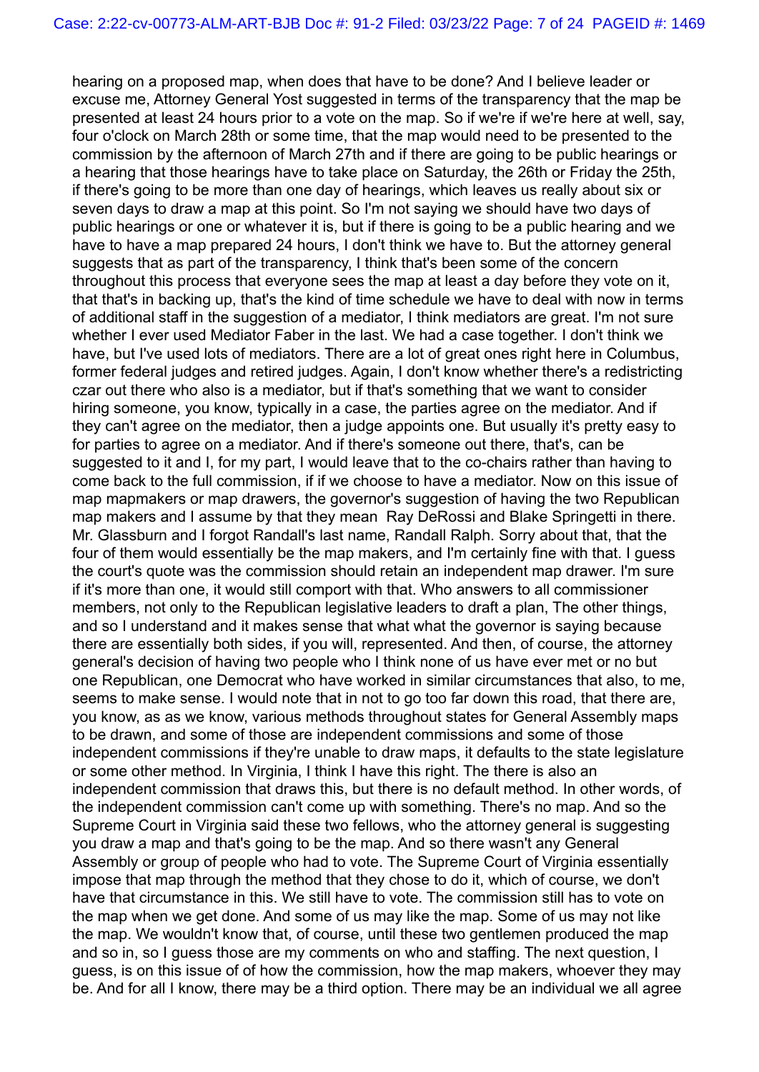hearing on a proposed map, when does that have to be done? And I believe leader or excuse me, Attorney General Yost suggested in terms of the transparency that the map be presented at least 24 hours prior to a vote on the map. So if we're if we're here at well, say, four o'clock on March 28th or some time, that the map would need to be presented to the commission by the afternoon of March 27th and if there are going to be public hearings or a hearing that those hearings have to take place on Saturday, the 26th or Friday the 25th, if there's going to be more than one day of hearings, which leaves us really about six or seven days to draw a map at this point. So I'm not saying we should have two days of public hearings or one or whatever it is, but if there is going to be a public hearing and we have to have a map prepared 24 hours, I don't think we have to. But the attorney general suggests that as part of the transparency, I think that's been some of the concern throughout this process that everyone sees the map at least a day before they vote on it, that that's in backing up, that's the kind of time schedule we have to deal with now in terms of additional staff in the suggestion of a mediator, I think mediators are great. I'm not sure whether I ever used Mediator Faber in the last. We had a case together. I don't think we have, but I've used lots of mediators. There are a lot of great ones right here in Columbus, former federal judges and retired judges. Again, I don't know whether there's a redistricting czar out there who also is a mediator, but if that's something that we want to consider hiring someone, you know, typically in a case, the parties agree on the mediator. And if they can't agree on the mediator, then a judge appoints one. But usually it's pretty easy to for parties to agree on a mediator. And if there's someone out there, that's, can be suggested to it and I, for my part, I would leave that to the co-chairs rather than having to come back to the full commission, if if we choose to have a mediator. Now on this issue of map mapmakers or map drawers, the governor's suggestion of having the two Republican map makers and I assume by that they mean Ray DeRossi and Blake Springetti in there. Mr. Glassburn and I forgot Randall's last name, Randall Ralph. Sorry about that, that the four of them would essentially be the map makers, and I'm certainly fine with that. I guess the court's quote was the commission should retain an independent map drawer. I'm sure if it's more than one, it would still comport with that. Who answers to all commissioner members, not only to the Republican legislative leaders to draft a plan, The other things, and so I understand and it makes sense that what what the governor is saying because there are essentially both sides, if you will, represented. And then, of course, the attorney general's decision of having two people who I think none of us have ever met or no but one Republican, one Democrat who have worked in similar circumstances that also, to me, seems to make sense. I would note that in not to go too far down this road, that there are, you know, as as we know, various methods throughout states for General Assembly maps to be drawn, and some of those are independent commissions and some of those independent commissions if they're unable to draw maps, it defaults to the state legislature or some other method. In Virginia, I think I have this right. The there is also an independent commission that draws this, but there is no default method. In other words, of the independent commission can't come up with something. There's no map. And so the Supreme Court in Virginia said these two fellows, who the attorney general is suggesting you draw a map and that's going to be the map. And so there wasn't any General Assembly or group of people who had to vote. The Supreme Court of Virginia essentially impose that map through the method that they chose to do it, which of course, we don't have that circumstance in this. We still have to vote. The commission still has to vote on the map when we get done. And some of us may like the map. Some of us may not like the map. We wouldn't know that, of course, until these two gentlemen produced the map and so in, so I guess those are my comments on who and staffing. The next question, I guess, is on this issue of of how the commission, how the map makers, whoever they may be. And for all I know, there may be a third option. There may be an individual we all agree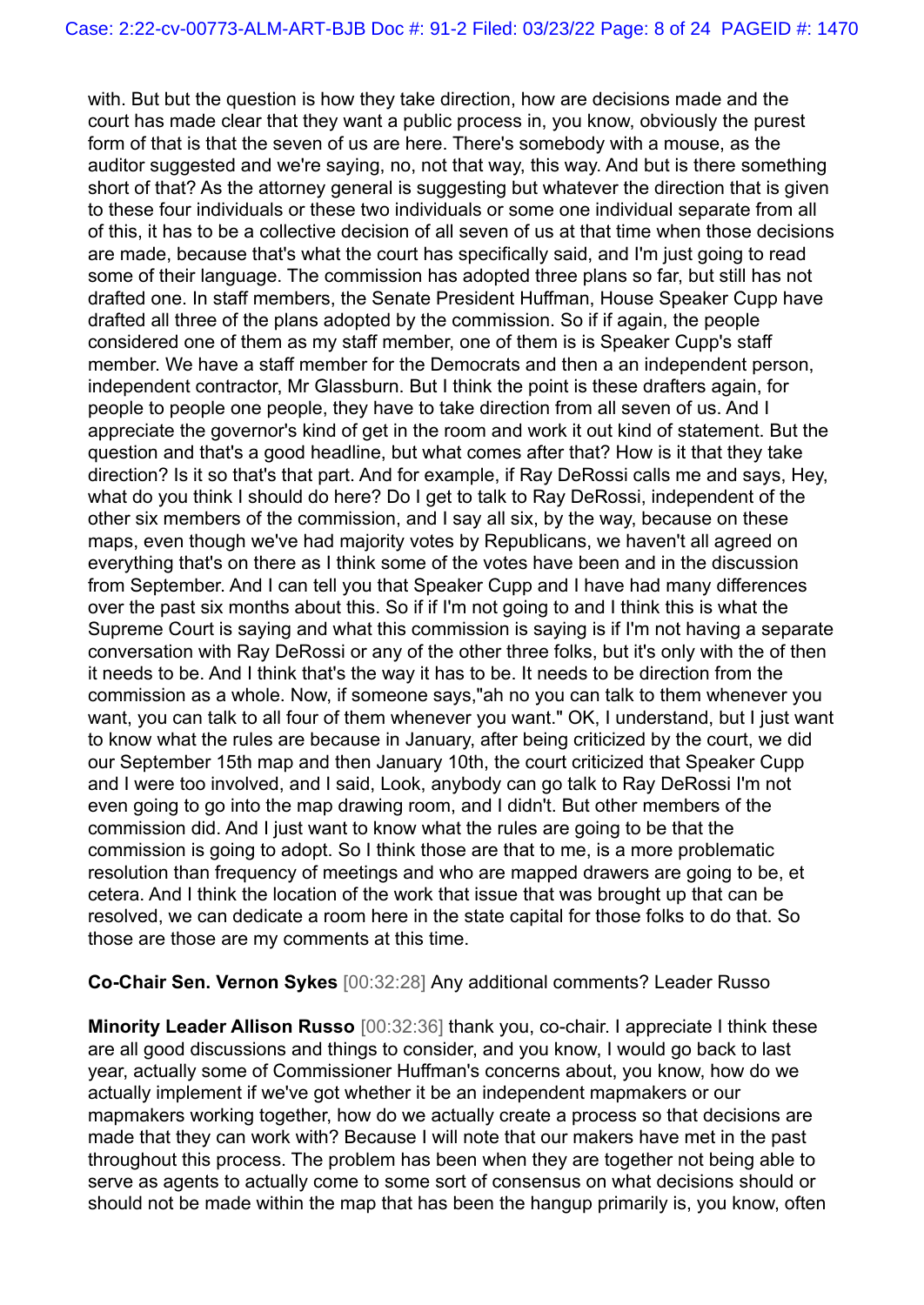with. But but the question is how they take direction, how are decisions made and the court has made clear that they want a public process in, you know, obviously the purest form of that is that the seven of us are here. There's somebody with a mouse, as the auditor suggested and we're saying, no, not that way, this way. And but is there something short of that? As the attorney general is suggesting but whatever the direction that is given to these four individuals or these two individuals or some one individual separate from all of this, it has to be a collective decision of all seven of us at that time when those decisions are made, because that's what the court has specifically said, and I'm just going to read some of their language. The commission has adopted three plans so far, but still has not drafted one. In staff members, the Senate President Huffman, House Speaker Cupp have drafted all three of the plans adopted by the commission. So if if again, the people considered one of them as my staff member, one of them is is Speaker Cupp's staff member. We have a staff member for the Democrats and then a an independent person, independent contractor, Mr Glassburn. But I think the point is these drafters again, for people to people one people, they have to take direction from all seven of us. And I appreciate the governor's kind of get in the room and work it out kind of statement. But the question and that's a good headline, but what comes after that? How is it that they take direction? Is it so that's that part. And for example, if Ray DeRossi calls me and says, Hey, what do you think I should do here? Do I get to talk to Ray DeRossi, independent of the other six members of the commission, and I say all six, by the way, because on these maps, even though we've had majority votes by Republicans, we haven't all agreed on everything that's on there as I think some of the votes have been and in the discussion from September. And I can tell you that Speaker Cupp and I have had many differences over the past six months about this. So if if I'm not going to and I think this is what the Supreme Court is saying and what this commission is saying is if I'm not having a separate conversation with Ray DeRossi or any of the other three folks, but it's only with the of then it needs to be. And I think that's the way it has to be. It needs to be direction from the commission as a whole. Now, if someone says,"ah no you can talk to them whenever you want, you can talk to all four of them whenever you want." OK, I understand, but I just want to know what the rules are because in January, after being criticized by the court, we did our September 15th map and then January 10th, the court criticized that Speaker Cupp and I were too involved, and I said, Look, anybody can go talk to Ray DeRossi I'm not even going to go into the map drawing room, and I didn't. But other members of the commission did. And I just want to know what the rules are going to be that the commission is going to adopt. So I think those are that to me, is a more problematic resolution than frequency of meetings and who are mapped drawers are going to be, et cetera. And I think the location of the work that issue that was brought up that can be resolved, we can dedicate a room here in the state capital for those folks to do that. So those are those are my comments at this time.

**Co-Chair Sen. Vernon Sykes** [00:32:28] Any additional comments? Leader Russo

**Minority Leader Allison Russo** [00:32:36] thank you, co-chair. I appreciate I think these are all good discussions and things to consider, and you know, I would go back to last year, actually some of Commissioner Huffman's concerns about, you know, how do we actually implement if we've got whether it be an independent mapmakers or our mapmakers working together, how do we actually create a process so that decisions are made that they can work with? Because I will note that our makers have met in the past throughout this process. The problem has been when they are together not being able to serve as agents to actually come to some sort of consensus on what decisions should or should not be made within the map that has been the hangup primarily is, you know, often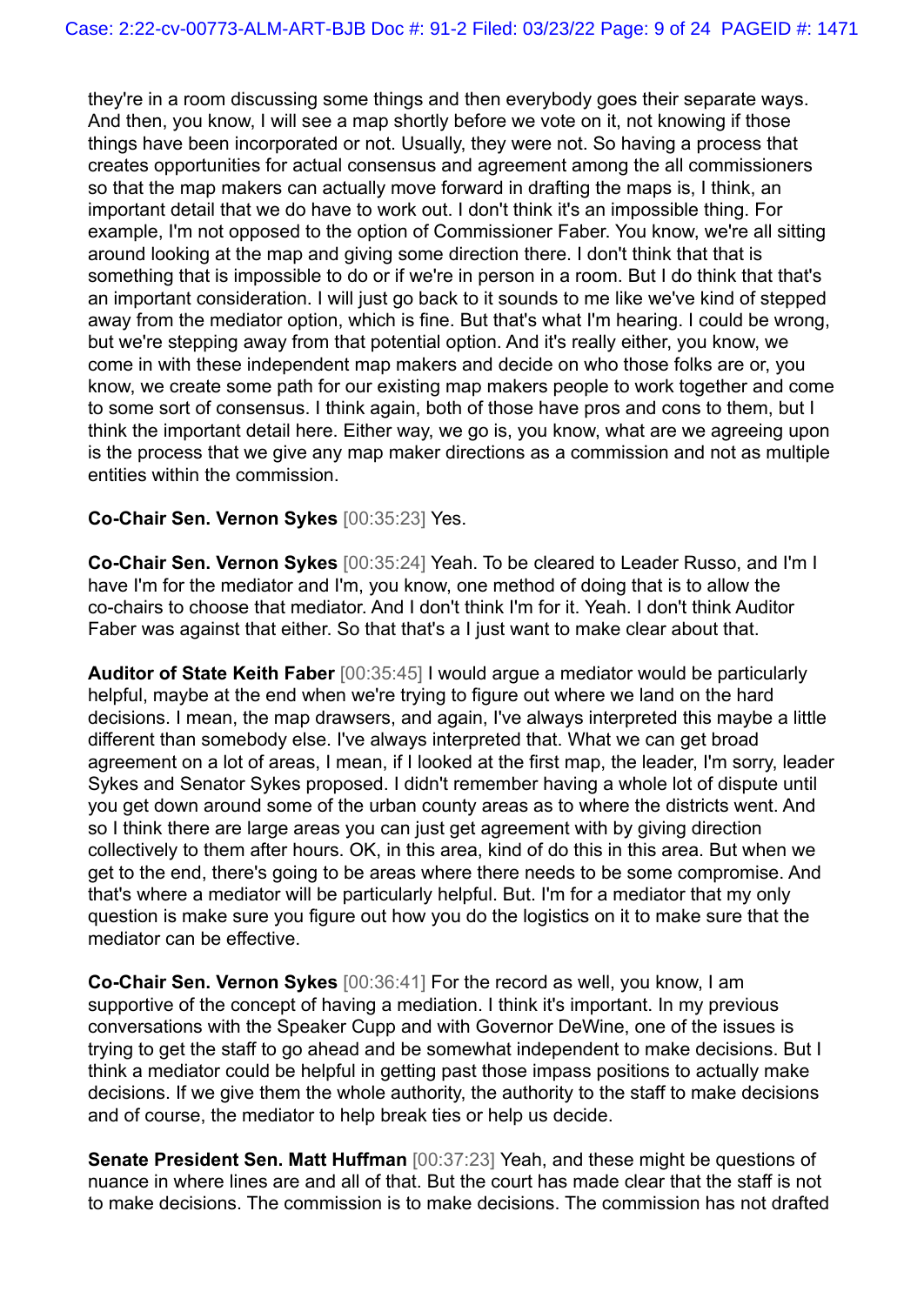they're in a room discussing some things and then everybody goes their separate ways. And then, you know, I will see a map shortly before we vote on it, not knowing if those things have been incorporated or not. Usually, they were not. So having a process that creates opportunities for actual consensus and agreement among the all commissioners so that the map makers can actually move forward in drafting the maps is, I think, an important detail that we do have to work out. I don't think it's an impossible thing. For example, I'm not opposed to the option of Commissioner Faber. You know, we're all sitting around looking at the map and giving some direction there. I don't think that that is something that is impossible to do or if we're in person in a room. But I do think that that's an important consideration. I will just go back to it sounds to me like we've kind of stepped away from the mediator option, which is fine. But that's what I'm hearing. I could be wrong, but we're stepping away from that potential option. And it's really either, you know, we come in with these independent map makers and decide on who those folks are or, you know, we create some path for our existing map makers people to work together and come to some sort of consensus. I think again, both of those have pros and cons to them, but I think the important detail here. Either way, we go is, you know, what are we agreeing upon is the process that we give any map maker directions as a commission and not as multiple entities within the commission.

**Co-Chair Sen. Vernon Sykes** [00:35:23] Yes.

**Co-Chair Sen. Vernon Sykes** [00:35:24] Yeah. To be cleared to Leader Russo, and I'm I have I'm for the mediator and I'm, you know, one method of doing that is to allow the co-chairs to choose that mediator. And I don't think I'm for it. Yeah. I don't think Auditor Faber was against that either. So that that's a I just want to make clear about that.

**Auditor of State Keith Faber** [00:35:45] I would argue a mediator would be particularly helpful, maybe at the end when we're trying to figure out where we land on the hard decisions. I mean, the map drawsers, and again, I've always interpreted this maybe a little different than somebody else. I've always interpreted that. What we can get broad agreement on a lot of areas, I mean, if I looked at the first map, the leader, I'm sorry, leader Sykes and Senator Sykes proposed. I didn't remember having a whole lot of dispute until you get down around some of the urban county areas as to where the districts went. And so I think there are large areas you can just get agreement with by giving direction collectively to them after hours. OK, in this area, kind of do this in this area. But when we get to the end, there's going to be areas where there needs to be some compromise. And that's where a mediator will be particularly helpful. But. I'm for a mediator that my only question is make sure you figure out how you do the logistics on it to make sure that the mediator can be effective.

**Co-Chair Sen. Vernon Sykes** [00:36:41] For the record as well, you know, I am supportive of the concept of having a mediation. I think it's important. In my previous conversations with the Speaker Cupp and with Governor DeWine, one of the issues is trying to get the staff to go ahead and be somewhat independent to make decisions. But I think a mediator could be helpful in getting past those impass positions to actually make decisions. If we give them the whole authority, the authority to the staff to make decisions and of course, the mediator to help break ties or help us decide.

**Senate President Sen. Matt Huffman** [00:37:23] Yeah, and these might be questions of nuance in where lines are and all of that. But the court has made clear that the staff is not to make decisions. The commission is to make decisions. The commission has not drafted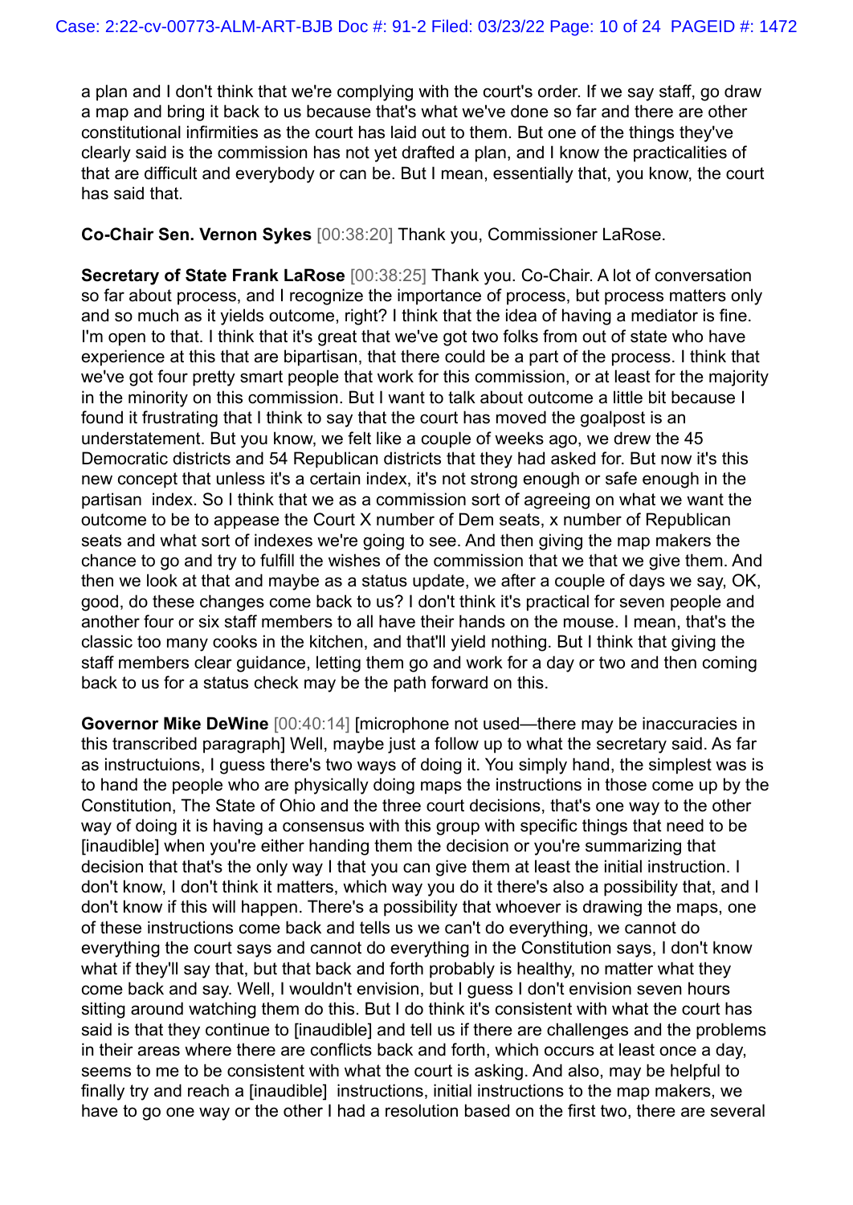a plan and I don't think that we're complying with the court's order. If we say staff, go draw a map and bring it back to us because that's what we've done so far and there are other constitutional infirmities as the court has laid out to them. But one of the things they've clearly said is the commission has not yet drafted a plan, and I know the practicalities of that are difficult and everybody or can be. But I mean, essentially that, you know, the court has said that.

**Co-Chair Sen. Vernon Sykes** [00:38:20] Thank you, Commissioner LaRose.

**Secretary of State Frank LaRose** [00:38:25] Thank you. Co-Chair. A lot of conversation so far about process, and I recognize the importance of process, but process matters only and so much as it yields outcome, right? I think that the idea of having a mediator is fine. I'm open to that. I think that it's great that we've got two folks from out of state who have experience at this that are bipartisan, that there could be a part of the process. I think that we've got four pretty smart people that work for this commission, or at least for the majority in the minority on this commission. But I want to talk about outcome a little bit because I found it frustrating that I think to say that the court has moved the goalpost is an understatement. But you know, we felt like a couple of weeks ago, we drew the 45 Democratic districts and 54 Republican districts that they had asked for. But now it's this new concept that unless it's a certain index, it's not strong enough or safe enough in the partisan index. So I think that we as a commission sort of agreeing on what we want the outcome to be to appease the Court X number of Dem seats, x number of Republican seats and what sort of indexes we're going to see. And then giving the map makers the chance to go and try to fulfill the wishes of the commission that we that we give them. And then we look at that and maybe as a status update, we after a couple of days we say, OK, good, do these changes come back to us? I don't think it's practical for seven people and another four or six staff members to all have their hands on the mouse. I mean, that's the classic too many cooks in the kitchen, and that'll yield nothing. But I think that giving the staff members clear guidance, letting them go and work for a day or two and then coming back to us for a status check may be the path forward on this.

**Governor Mike DeWine** [00:40:14] [microphone not used—there may be inaccuracies in this transcribed paragraph] Well, maybe just a follow up to what the secretary said. As far as instructuions, I guess there's two ways of doing it. You simply hand, the simplest was is to hand the people who are physically doing maps the instructions in those come up by the Constitution, The State of Ohio and the three court decisions, that's one way to the other way of doing it is having a consensus with this group with specific things that need to be [inaudible] when you're either handing them the decision or you're summarizing that decision that that's the only way I that you can give them at least the initial instruction. I don't know, I don't think it matters, which way you do it there's also a possibility that, and I don't know if this will happen. There's a possibility that whoever is drawing the maps, one of these instructions come back and tells us we can't do everything, we cannot do everything the court says and cannot do everything in the Constitution says, I don't know what if they'll say that, but that back and forth probably is healthy, no matter what they come back and say. Well, I wouldn't envision, but I guess I don't envision seven hours sitting around watching them do this. But I do think it's consistent with what the court has said is that they continue to [inaudible] and tell us if there are challenges and the problems in their areas where there are conflicts back and forth, which occurs at least once a day, seems to me to be consistent with what the court is asking. And also, may be helpful to finally try and reach a [inaudible] instructions, initial instructions to the map makers, we have to go one way or the other I had a resolution based on the first two, there are several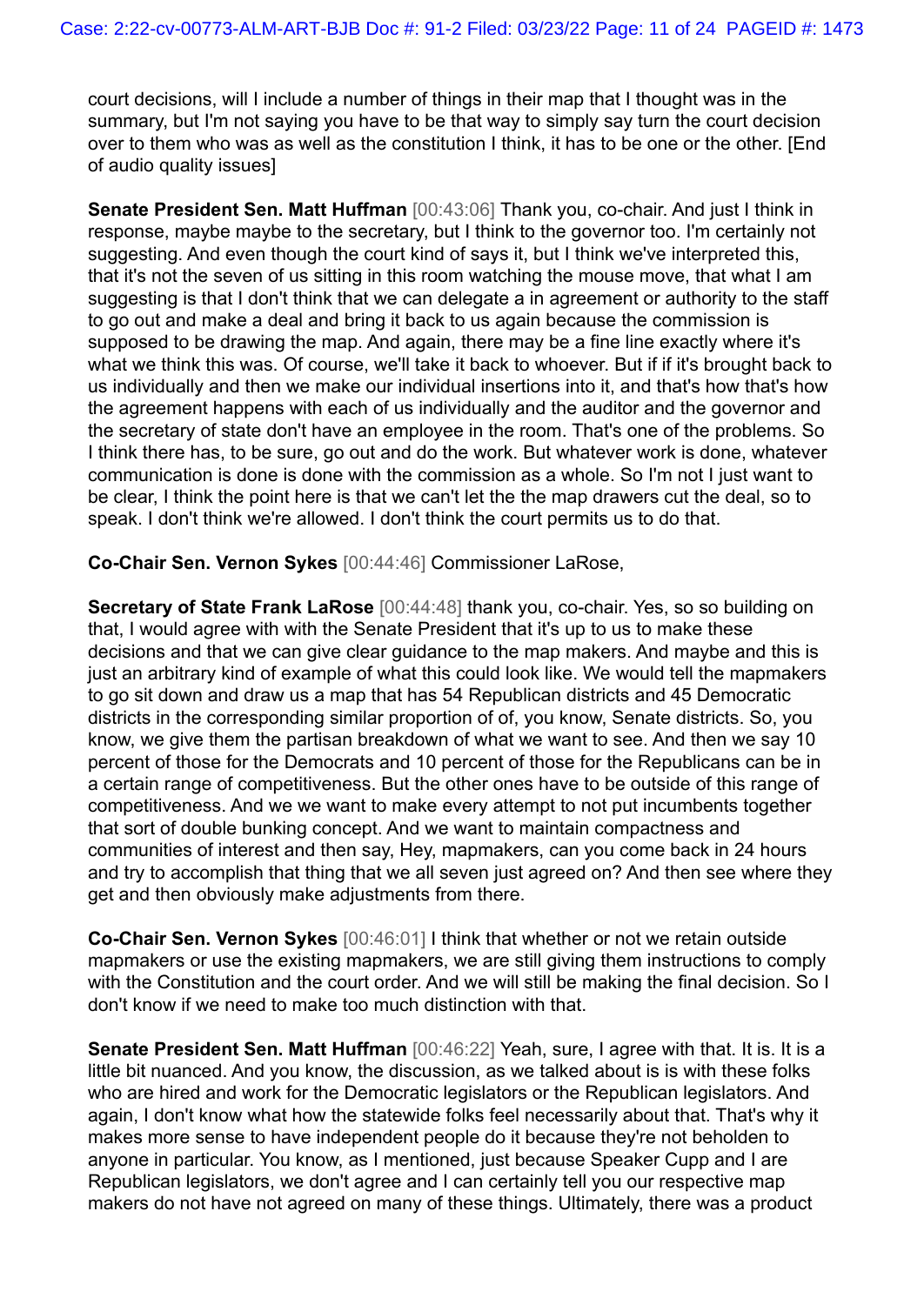court decisions, will I include a number of things in their map that I thought was in the summary, but I'm not saying you have to be that way to simply say turn the court decision over to them who was as well as the constitution I think, it has to be one or the other. [End of audio quality issues]

**Senate President Sen. Matt Huffman** [00:43:06] Thank you, co-chair. And just I think in response, maybe maybe to the secretary, but I think to the governor too. I'm certainly not suggesting. And even though the court kind of says it, but I think we've interpreted this, that it's not the seven of us sitting in this room watching the mouse move, that what I am suggesting is that I don't think that we can delegate a in agreement or authority to the staff to go out and make a deal and bring it back to us again because the commission is supposed to be drawing the map. And again, there may be a fine line exactly where it's what we think this was. Of course, we'll take it back to whoever. But if if it's brought back to us individually and then we make our individual insertions into it, and that's how that's how the agreement happens with each of us individually and the auditor and the governor and the secretary of state don't have an employee in the room. That's one of the problems. So I think there has, to be sure, go out and do the work. But whatever work is done, whatever communication is done is done with the commission as a whole. So I'm not I just want to be clear, I think the point here is that we can't let the the map drawers cut the deal, so to speak. I don't think we're allowed. I don't think the court permits us to do that.

**Co-Chair Sen. Vernon Sykes** [00:44:46] Commissioner LaRose,

**Secretary of State Frank LaRose** [00:44:48] thank you, co-chair. Yes, so so building on that, I would agree with with the Senate President that it's up to us to make these decisions and that we can give clear guidance to the map makers. And maybe and this is just an arbitrary kind of example of what this could look like. We would tell the mapmakers to go sit down and draw us a map that has 54 Republican districts and 45 Democratic districts in the corresponding similar proportion of of, you know, Senate districts. So, you know, we give them the partisan breakdown of what we want to see. And then we say 10 percent of those for the Democrats and 10 percent of those for the Republicans can be in a certain range of competitiveness. But the other ones have to be outside of this range of competitiveness. And we we want to make every attempt to not put incumbents together that sort of double bunking concept. And we want to maintain compactness and communities of interest and then say, Hey, mapmakers, can you come back in 24 hours and try to accomplish that thing that we all seven just agreed on? And then see where they get and then obviously make adjustments from there.

**Co-Chair Sen. Vernon Sykes** [00:46:01] I think that whether or not we retain outside mapmakers or use the existing mapmakers, we are still giving them instructions to comply with the Constitution and the court order. And we will still be making the final decision. So I don't know if we need to make too much distinction with that.

**Senate President Sen. Matt Huffman** [00:46:22] Yeah, sure, I agree with that. It is. It is a little bit nuanced. And you know, the discussion, as we talked about is is with these folks who are hired and work for the Democratic legislators or the Republican legislators. And again, I don't know what how the statewide folks feel necessarily about that. That's why it makes more sense to have independent people do it because they're not beholden to anyone in particular. You know, as I mentioned, just because Speaker Cupp and I are Republican legislators, we don't agree and I can certainly tell you our respective map makers do not have not agreed on many of these things. Ultimately, there was a product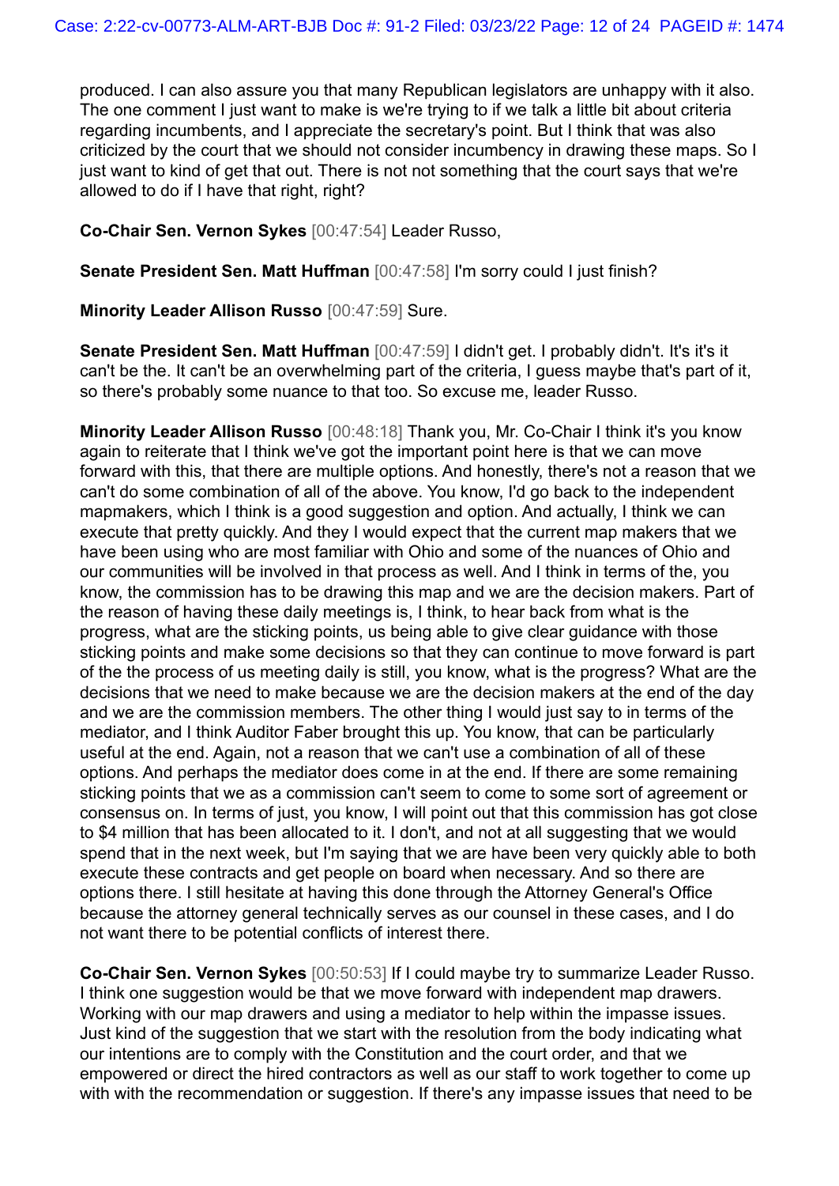produced. I can also assure you that many Republican legislators are unhappy with it also. The one comment I just want to make is we're trying to if we talk a little bit about criteria regarding incumbents, and I appreciate the secretary's point. But I think that was also criticized by the court that we should not consider incumbency in drawing these maps. So I just want to kind of get that out. There is not not something that the court says that we're allowed to do if I have that right, right?

**Co-Chair Sen. Vernon Sykes** [00:47:54] Leader Russo,

**Senate President Sen. Matt Huffman** [00:47:58] I'm sorry could I just finish?

**Minority Leader Allison Russo** [00:47:59] Sure.

**Senate President Sen. Matt Huffman** [00:47:59] I didn't get. I probably didn't. It's it's it can't be the. It can't be an overwhelming part of the criteria, I guess maybe that's part of it, so there's probably some nuance to that too. So excuse me, leader Russo.

**Minority Leader Allison Russo** [00:48:18] Thank you, Mr. Co-Chair I think it's you know again to reiterate that I think we've got the important point here is that we can move forward with this, that there are multiple options. And honestly, there's not a reason that we can't do some combination of all of the above. You know, I'd go back to the independent mapmakers, which I think is a good suggestion and option. And actually, I think we can execute that pretty quickly. And they I would expect that the current map makers that we have been using who are most familiar with Ohio and some of the nuances of Ohio and our communities will be involved in that process as well. And I think in terms of the, you know, the commission has to be drawing this map and we are the decision makers. Part of the reason of having these daily meetings is, I think, to hear back from what is the progress, what are the sticking points, us being able to give clear guidance with those sticking points and make some decisions so that they can continue to move forward is part of the the process of us meeting daily is still, you know, what is the progress? What are the decisions that we need to make because we are the decision makers at the end of the day and we are the commission members. The other thing I would just say to in terms of the mediator, and I think Auditor Faber brought this up. You know, that can be particularly useful at the end. Again, not a reason that we can't use a combination of all of these options. And perhaps the mediator does come in at the end. If there are some remaining sticking points that we as a commission can't seem to come to some sort of agreement or consensus on. In terms of just, you know, I will point out that this commission has got close to $4 million that has been allocated to it. I don't, and not at all suggesting that we would spend that in the next week, but I'm saying that we are have been very quickly able to both execute these contracts and get people on board when necessary. And so there are options there. I still hesitate at having this done through the Attorney General's Office because the attorney general technically serves as our counsel in these cases, and I do not want there to be potential conflicts of interest there.

**Co-Chair Sen. Vernon Sykes** [00:50:53] If I could maybe try to summarize Leader Russo. I think one suggestion would be that we move forward with independent map drawers. Working with our map drawers and using a mediator to help within the impasse issues. Just kind of the suggestion that we start with the resolution from the body indicating what our intentions are to comply with the Constitution and the court order, and that we empowered or direct the hired contractors as well as our staff to work together to come up with with the recommendation or suggestion. If there's any impasse issues that need to be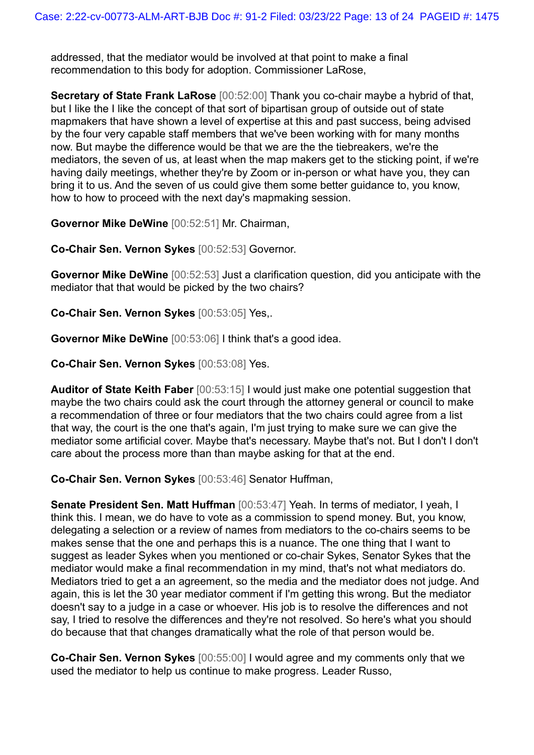addressed, that the mediator would be involved at that point to make a final recommendation to this body for adoption. Commissioner LaRose,

**Secretary of State Frank LaRose** [00:52:00] Thank you co-chair maybe a hybrid of that, but I like the I like the concept of that sort of bipartisan group of outside out of state mapmakers that have shown a level of expertise at this and past success, being advised by the four very capable staff members that we've been working with for many months now. But maybe the difference would be that we are the the tiebreakers, we're the mediators, the seven of us, at least when the map makers get to the sticking point, if we're having daily meetings, whether they're by Zoom or in-person or what have you, they can bring it to us. And the seven of us could give them some better guidance to, you know, how to how to proceed with the next day's mapmaking session.

**Governor Mike DeWine** [00:52:51] Mr. Chairman,

**Co-Chair Sen. Vernon Sykes** [00:52:53] Governor.

**Governor Mike DeWine** [00:52:53] Just a clarification question, did you anticipate with the mediator that that would be picked by the two chairs?

**Co-Chair Sen. Vernon Sykes** [00:53:05] Yes,.

**Governor Mike DeWine** [00:53:06] I think that's a good idea.

**Co-Chair Sen. Vernon Sykes** [00:53:08] Yes.

**Auditor of State Keith Faber** [00:53:15] I would just make one potential suggestion that maybe the two chairs could ask the court through the attorney general or council to make a recommendation of three or four mediators that the two chairs could agree from a list that way, the court is the one that's again, I'm just trying to make sure we can give the mediator some artificial cover. Maybe that's necessary. Maybe that's not. But I don't I don't care about the process more than than maybe asking for that at the end.

**Co-Chair Sen. Vernon Sykes** [00:53:46] Senator Huffman,

**Senate President Sen. Matt Huffman** [00:53:47] Yeah. In terms of mediator, I yeah, I think this. I mean, we do have to vote as a commission to spend money. But, you know, delegating a selection or a review of names from mediators to the co-chairs seems to be makes sense that the one and perhaps this is a nuance. The one thing that I want to suggest as leader Sykes when you mentioned or co-chair Sykes, Senator Sykes that the mediator would make a final recommendation in my mind, that's not what mediators do. Mediators tried to get a an agreement, so the media and the mediator does not judge. And again, this is let the 30 year mediator comment if I'm getting this wrong. But the mediator doesn't say to a judge in a case or whoever. His job is to resolve the differences and not say, I tried to resolve the differences and they're not resolved. So here's what you should do because that that changes dramatically what the role of that person would be.

**Co-Chair Sen. Vernon Sykes** [00:55:00] I would agree and my comments only that we used the mediator to help us continue to make progress. Leader Russo,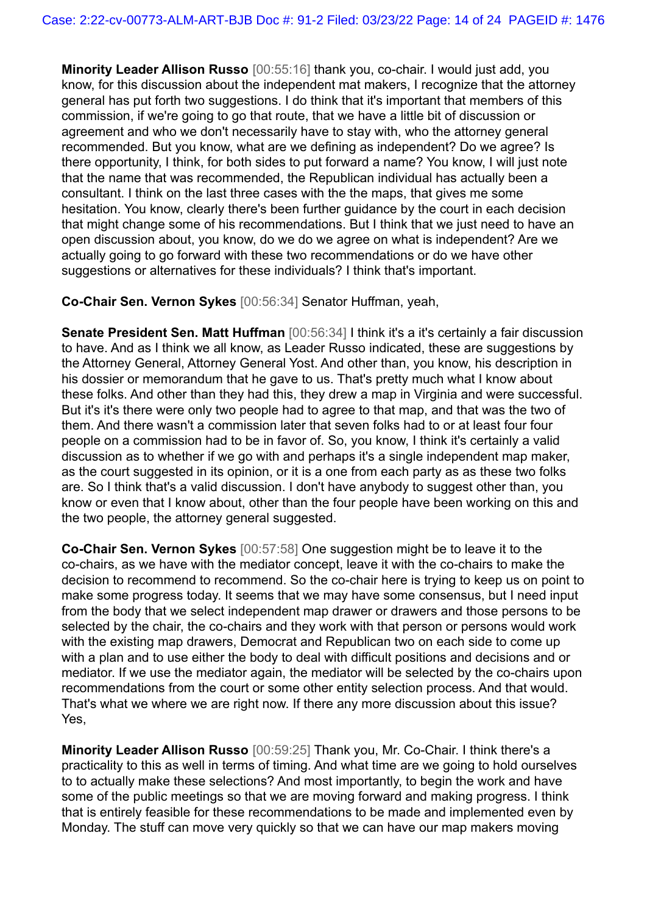**Minority Leader Allison Russo** [00:55:16] thank you, co-chair. I would just add, you know, for this discussion about the independent mat makers, I recognize that the attorney general has put forth two suggestions. I do think that it's important that members of this commission, if we're going to go that route, that we have a little bit of discussion or agreement and who we don't necessarily have to stay with, who the attorney general recommended. But you know, what are we defining as independent? Do we agree? Is there opportunity, I think, for both sides to put forward a name? You know, I will just note that the name that was recommended, the Republican individual has actually been a consultant. I think on the last three cases with the the maps, that gives me some hesitation. You know, clearly there's been further guidance by the court in each decision that might change some of his recommendations. But I think that we just need to have an open discussion about, you know, do we do we agree on what is independent? Are we actually going to go forward with these two recommendations or do we have other suggestions or alternatives for these individuals? I think that's important.

**Co-Chair Sen. Vernon Sykes** [00:56:34] Senator Huffman, yeah,

**Senate President Sen. Matt Huffman** [00:56:34] I think it's a it's certainly a fair discussion to have. And as I think we all know, as Leader Russo indicated, these are suggestions by the Attorney General, Attorney General Yost. And other than, you know, his description in his dossier or memorandum that he gave to us. That's pretty much what I know about these folks. And other than they had this, they drew a map in Virginia and were successful. But it's it's there were only two people had to agree to that map, and that was the two of them. And there wasn't a commission later that seven folks had to or at least four four people on a commission had to be in favor of. So, you know, I think it's certainly a valid discussion as to whether if we go with and perhaps it's a single independent map maker, as the court suggested in its opinion, or it is a one from each party as as these two folks are. So I think that's a valid discussion. I don't have anybody to suggest other than, you know or even that I know about, other than the four people have been working on this and the two people, the attorney general suggested.

**Co-Chair Sen. Vernon Sykes** [00:57:58] One suggestion might be to leave it to the co-chairs, as we have with the mediator concept, leave it with the co-chairs to make the decision to recommend to recommend. So the co-chair here is trying to keep us on point to make some progress today. It seems that we may have some consensus, but I need input from the body that we select independent map drawer or drawers and those persons to be selected by the chair, the co-chairs and they work with that person or persons would work with the existing map drawers, Democrat and Republican two on each side to come up with a plan and to use either the body to deal with difficult positions and decisions and or mediator. If we use the mediator again, the mediator will be selected by the co-chairs upon recommendations from the court or some other entity selection process. And that would. That's what we where we are right now. If there any more discussion about this issue? Yes,

**Minority Leader Allison Russo** [00:59:25] Thank you, Mr. Co-Chair. I think there's a practicality to this as well in terms of timing. And what time are we going to hold ourselves to to actually make these selections? And most importantly, to begin the work and have some of the public meetings so that we are moving forward and making progress. I think that is entirely feasible for these recommendations to be made and implemented even by Monday. The stuff can move very quickly so that we can have our map makers moving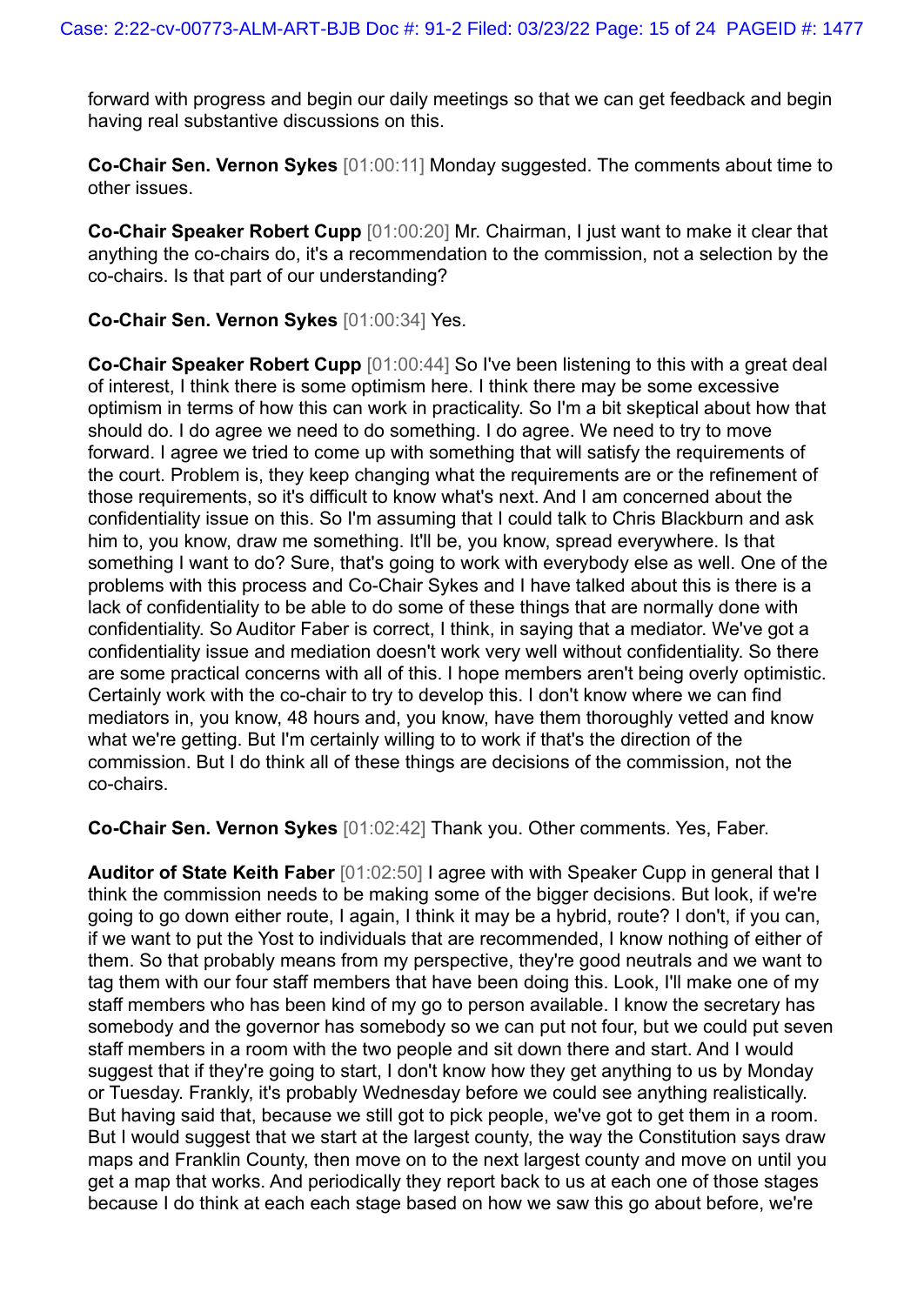forward with progress and begin our daily meetings so that we can get feedback and begin having real substantive discussions on this.

**Co-Chair Sen. Vernon Sykes** [01:00:11] Monday suggested. The comments about time to other issues.

**Co-Chair Speaker Robert Cupp** [01:00:20] Mr. Chairman, I just want to make it clear that anything the co-chairs do, it's a recommendation to the commission, not a selection by the co-chairs. Is that part of our understanding?

**Co-Chair Sen. Vernon Sykes** [01:00:34] Yes.

**Co-Chair Speaker Robert Cupp** [01:00:44] So I've been listening to this with a great deal of interest, I think there is some optimism here. I think there may be some excessive optimism in terms of how this can work in practicality. So I'm a bit skeptical about how that should do. I do agree we need to do something. I do agree. We need to try to move forward. I agree we tried to come up with something that will satisfy the requirements of the court. Problem is, they keep changing what the requirements are or the refinement of those requirements, so it's difficult to know what's next. And I am concerned about the confidentiality issue on this. So I'm assuming that I could talk to Chris Blackburn and ask him to, you know, draw me something. It'll be, you know, spread everywhere. Is that something I want to do? Sure, that's going to work with everybody else as well. One of the problems with this process and Co-Chair Sykes and I have talked about this is there is a lack of confidentiality to be able to do some of these things that are normally done with confidentiality. So Auditor Faber is correct, I think, in saying that a mediator. We've got a confidentiality issue and mediation doesn't work very well without confidentiality. So there are some practical concerns with all of this. I hope members aren't being overly optimistic. Certainly work with the co-chair to try to develop this. I don't know where we can find mediators in, you know, 48 hours and, you know, have them thoroughly vetted and know what we're getting. But I'm certainly willing to to work if that's the direction of the commission. But I do think all of these things are decisions of the commission, not the co-chairs.

**Co-Chair Sen. Vernon Sykes** [01:02:42] Thank you. Other comments. Yes, Faber.

**Auditor of State Keith Faber** [01:02:50] I agree with with Speaker Cupp in general that I think the commission needs to be making some of the bigger decisions. But look, if we're going to go down either route, I again, I think it may be a hybrid, route? I don't, if you can, if we want to put the Yost to individuals that are recommended, I know nothing of either of them. So that probably means from my perspective, they're good neutrals and we want to tag them with our four staff members that have been doing this. Look, I'll make one of my staff members who has been kind of my go to person available. I know the secretary has somebody and the governor has somebody so we can put not four, but we could put seven staff members in a room with the two people and sit down there and start. And I would suggest that if they're going to start, I don't know how they get anything to us by Monday or Tuesday. Frankly, it's probably Wednesday before we could see anything realistically. But having said that, because we still got to pick people, we've got to get them in a room. But I would suggest that we start at the largest county, the way the Constitution says draw maps and Franklin County, then move on to the next largest county and move on until you get a map that works. And periodically they report back to us at each one of those stages because I do think at each each stage based on how we saw this go about before, we're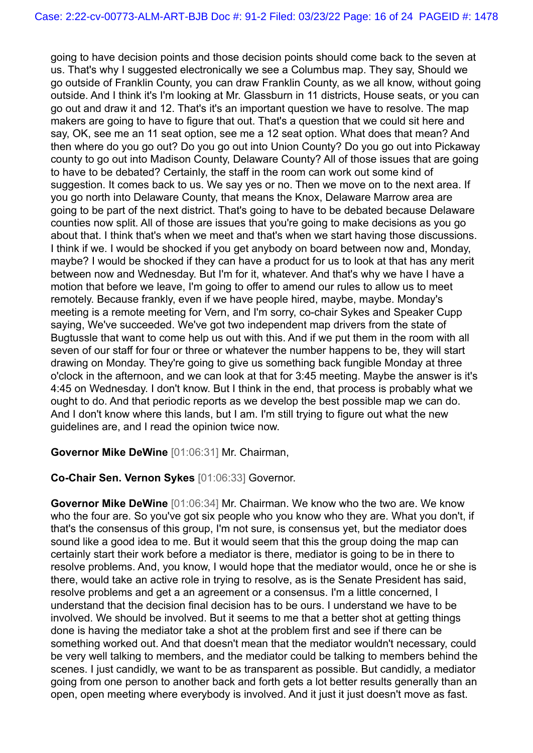going to have decision points and those decision points should come back to the seven at us. That's why I suggested electronically we see a Columbus map. They say, Should we go outside of Franklin County, you can draw Franklin County, as we all know, without going outside. And I think it's I'm looking at Mr. Glassburn in 11 districts, House seats, or you can go out and draw it and 12. That's it's an important question we have to resolve. The map makers are going to have to figure that out. That's a question that we could sit here and say, OK, see me an 11 seat option, see me a 12 seat option. What does that mean? And then where do you go out? Do you go out into Union County? Do you go out into Pickaway county to go out into Madison County, Delaware County? All of those issues that are going to have to be debated? Certainly, the staff in the room can work out some kind of suggestion. It comes back to us. We say yes or no. Then we move on to the next area. If you go north into Delaware County, that means the Knox, Delaware Marrow area are going to be part of the next district. That's going to have to be debated because Delaware counties now split. All of those are issues that you're going to make decisions as you go about that. I think that's when we meet and that's when we start having those discussions. I think if we. I would be shocked if you get anybody on board between now and, Monday, maybe? I would be shocked if they can have a product for us to look at that has any merit between now and Wednesday. But I'm for it, whatever. And that's why we have I have a motion that before we leave, I'm going to offer to amend our rules to allow us to meet remotely. Because frankly, even if we have people hired, maybe, maybe. Monday's meeting is a remote meeting for Vern, and I'm sorry, co-chair Sykes and Speaker Cupp saying, We've succeeded. We've got two independent map drivers from the state of Bugtussle that want to come help us out with this. And if we put them in the room with all seven of our staff for four or three or whatever the number happens to be, they will start drawing on Monday. They're going to give us something back fungible Monday at three o'clock in the afternoon, and we can look at that for 3:45 meeting. Maybe the answer is it's 4:45 on Wednesday. I don't know. But I think in the end, that process is probably what we ought to do. And that periodic reports as we develop the best possible map we can do. And I don't know where this lands, but I am. I'm still trying to figure out what the new guidelines are, and I read the opinion twice now.

**Governor Mike DeWine** [01:06:31] Mr. Chairman,

**Co-Chair Sen. Vernon Sykes** [01:06:33] Governor.

**Governor Mike DeWine** [01:06:34] Mr. Chairman. We know who the two are. We know who the four are. So you've got six people who you know who they are. What you don't, if that's the consensus of this group, I'm not sure, is consensus yet, but the mediator does sound like a good idea to me. But it would seem that this the group doing the map can certainly start their work before a mediator is there, mediator is going to be in there to resolve problems. And, you know, I would hope that the mediator would, once he or she is there, would take an active role in trying to resolve, as is the Senate President has said, resolve problems and get a an agreement or a consensus. I'm a little concerned, I understand that the decision final decision has to be ours. I understand we have to be involved. We should be involved. But it seems to me that a better shot at getting things done is having the mediator take a shot at the problem first and see if there can be something worked out. And that doesn't mean that the mediator wouldn't necessary, could be very well talking to members, and the mediator could be talking to members behind the scenes. I just candidly, we want to be as transparent as possible. But candidly, a mediator going from one person to another back and forth gets a lot better results generally than an open, open meeting where everybody is involved. And it just it just doesn't move as fast.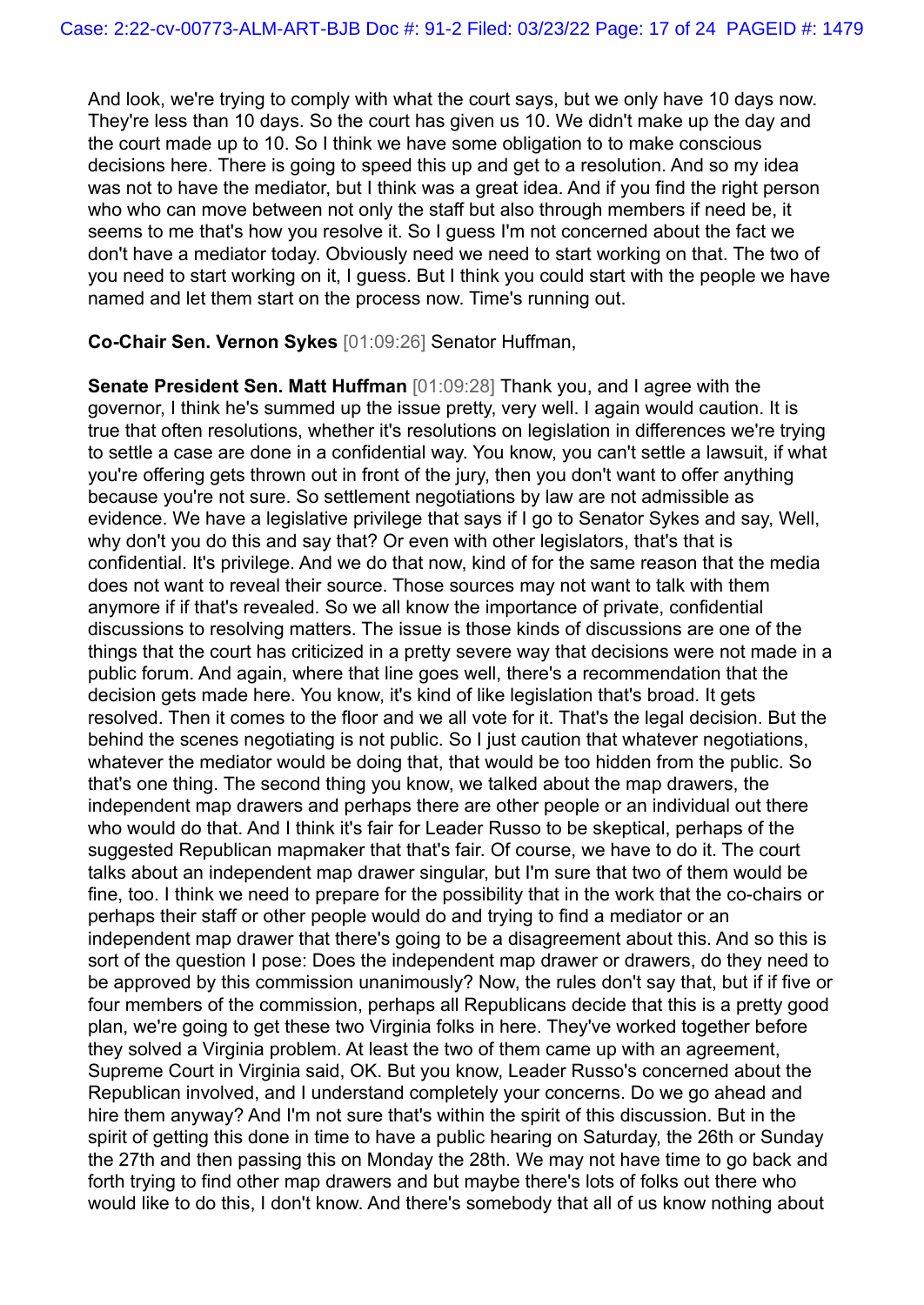And look, we're trying to comply with what the court says, but we only have 10 days now. They're less than 10 days. So the court has given us 10. We didn't make up the day and the court made up to 10. So I think we have some obligation to to make conscious decisions here. There is going to speed this up and get to a resolution. And so my idea was not to have the mediator, but I think was a great idea. And if you find the right person who who can move between not only the staff but also through members if need be, it seems to me that's how you resolve it. So I guess I'm not concerned about the fact we don't have a mediator today. Obviously need we need to start working on that. The two of you need to start working on it, I guess. But I think you could start with the people we have named and let them start on the process now. Time's running out.

**Co-Chair Sen. Vernon Sykes** [01:09:26] Senator Huffman,

**Senate President Sen. Matt Huffman** [01:09:28] Thank you, and I agree with the governor, I think he's summed up the issue pretty, very well. I again would caution. It is true that often resolutions, whether it's resolutions on legislation in differences we're trying to settle a case are done in a confidential way. You know, you can't settle a lawsuit, if what you're offering gets thrown out in front of the jury, then you don't want to offer anything because you're not sure. So settlement negotiations by law are not admissible as evidence. We have a legislative privilege that says if I go to Senator Sykes and say, Well, why don't you do this and say that? Or even with other legislators, that's that is confidential. It's privilege. And we do that now, kind of for the same reason that the media does not want to reveal their source. Those sources may not want to talk with them anymore if if that's revealed. So we all know the importance of private, confidential discussions to resolving matters. The issue is those kinds of discussions are one of the things that the court has criticized in a pretty severe way that decisions were not made in a public forum. And again, where that line goes well, there's a recommendation that the decision gets made here. You know, it's kind of like legislation that's broad. It gets resolved. Then it comes to the floor and we all vote for it. That's the legal decision. But the behind the scenes negotiating is not public. So I just caution that whatever negotiations, whatever the mediator would be doing that, that would be too hidden from the public. So that's one thing. The second thing you know, we talked about the map drawers, the independent map drawers and perhaps there are other people or an individual out there who would do that. And I think it's fair for Leader Russo to be skeptical, perhaps of the suggested Republican mapmaker that that's fair. Of course, we have to do it. The court talks about an independent map drawer singular, but I'm sure that two of them would be fine, too. I think we need to prepare for the possibility that in the work that the co-chairs or perhaps their staff or other people would do and trying to find a mediator or an independent map drawer that there's going to be a disagreement about this. And so this is sort of the question I pose: Does the independent map drawer or drawers, do they need to be approved by this commission unanimously? Now, the rules don't say that, but if if five or four members of the commission, perhaps all Republicans decide that this is a pretty good plan, we're going to get these two Virginia folks in here. They've worked together before they solved a Virginia problem. At least the two of them came up with an agreement, Supreme Court in Virginia said, OK. But you know, Leader Russo's concerned about the Republican involved, and I understand completely your concerns. Do we go ahead and hire them anyway? And I'm not sure that's within the spirit of this discussion. But in the spirit of getting this done in time to have a public hearing on Saturday, the 26th or Sunday the 27th and then passing this on Monday the 28th. We may not have time to go back and forth trying to find other map drawers and but maybe there's lots of folks out there who would like to do this, I don't know. And there's somebody that all of us know nothing about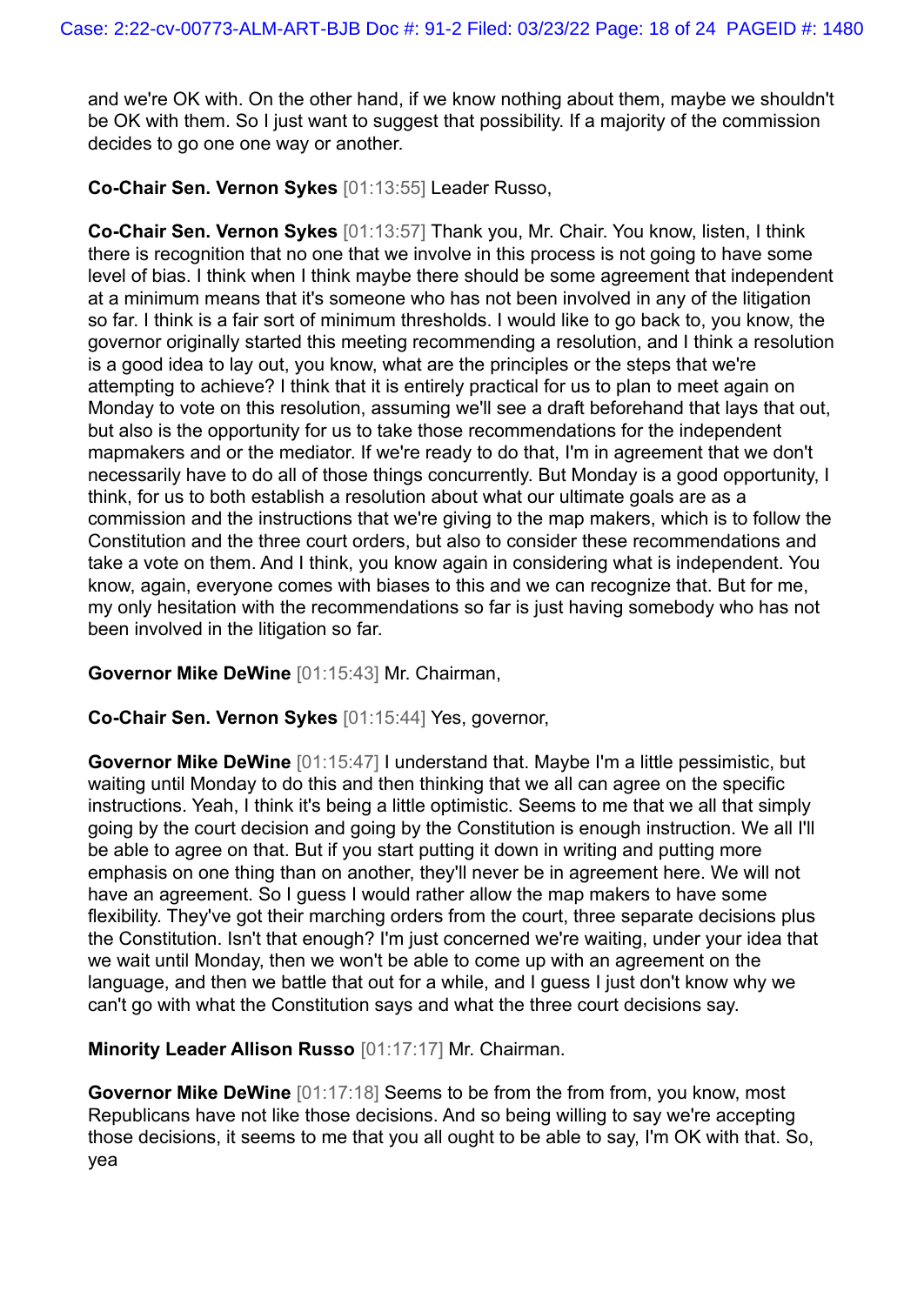and we're OK with. On the other hand, if we know nothing about them, maybe we shouldn't be OK with them. So I just want to suggest that possibility. If a majority of the commission decides to go one one way or another.

**Co-Chair Sen. Vernon Sykes** [01:13:55] Leader Russo,

**Co-Chair Sen. Vernon Sykes** [01:13:57] Thank you, Mr. Chair. You know, listen, I think there is recognition that no one that we involve in this process is not going to have some level of bias. I think when I think maybe there should be some agreement that independent at a minimum means that it's someone who has not been involved in any of the litigation so far. I think is a fair sort of minimum thresholds. I would like to go back to, you know, the governor originally started this meeting recommending a resolution, and I think a resolution is a good idea to lay out, you know, what are the principles or the steps that we're attempting to achieve? I think that it is entirely practical for us to plan to meet again on Monday to vote on this resolution, assuming we'll see a draft beforehand that lays that out, but also is the opportunity for us to take those recommendations for the independent mapmakers and or the mediator. If we're ready to do that, I'm in agreement that we don't necessarily have to do all of those things concurrently. But Monday is a good opportunity, I think, for us to both establish a resolution about what our ultimate goals are as a commission and the instructions that we're giving to the map makers, which is to follow the Constitution and the three court orders, but also to consider these recommendations and take a vote on them. And I think, you know again in considering what is independent. You know, again, everyone comes with biases to this and we can recognize that. But for me, my only hesitation with the recommendations so far is just having somebody who has not been involved in the litigation so far.

**Governor Mike DeWine** [01:15:43] Mr. Chairman,

**Co-Chair Sen. Vernon Sykes** [01:15:44] Yes, governor,

**Governor Mike DeWine** [01:15:47] I understand that. Maybe I'm a little pessimistic, but waiting until Monday to do this and then thinking that we all can agree on the specific instructions. Yeah, I think it's being a little optimistic. Seems to me that we all that simply going by the court decision and going by the Constitution is enough instruction. We all I'll be able to agree on that. But if you start putting it down in writing and putting more emphasis on one thing than on another, they'll never be in agreement here. We will not have an agreement. So I guess I would rather allow the map makers to have some flexibility. They've got their marching orders from the court, three separate decisions plus the Constitution. Isn't that enough? I'm just concerned we're waiting, under your idea that we wait until Monday, then we won't be able to come up with an agreement on the language, and then we battle that out for a while, and I guess I just don't know why we can't go with what the Constitution says and what the three court decisions say.

**Minority Leader Allison Russo** [01:17:17] Mr. Chairman.

**Governor Mike DeWine** [01:17:18] Seems to be from the from from, you know, most Republicans have not like those decisions. And so being willing to say we're accepting those decisions, it seems to me that you all ought to be able to say, I'm OK with that. So, yea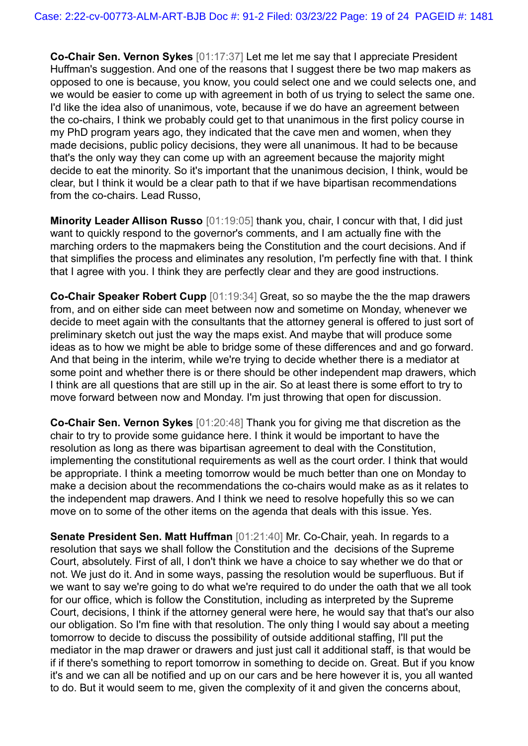**Co-Chair Sen. Vernon Sykes** [01:17:37] Let me let me say that I appreciate President Huffman's suggestion. And one of the reasons that I suggest there be two map makers as opposed to one is because, you know, you could select one and we could selects one, and we would be easier to come up with agreement in both of us trying to select the same one. I'd like the idea also of unanimous, vote, because if we do have an agreement between the co-chairs, I think we probably could get to that unanimous in the first policy course in my PhD program years ago, they indicated that the cave men and women, when they made decisions, public policy decisions, they were all unanimous. It had to be because that's the only way they can come up with an agreement because the majority might decide to eat the minority. So it's important that the unanimous decision, I think, would be clear, but I think it would be a clear path to that if we have bipartisan recommendations from the co-chairs. Lead Russo,

**Minority Leader Allison Russo** [01:19:05] thank you, chair, I concur with that, I did just want to quickly respond to the governor's comments, and I am actually fine with the marching orders to the mapmakers being the Constitution and the court decisions. And if that simplifies the process and eliminates any resolution, I'm perfectly fine with that. I think that I agree with you. I think they are perfectly clear and they are good instructions.

**Co-Chair Speaker Robert Cupp** [01:19:34] Great, so so maybe the the the map drawers from, and on either side can meet between now and sometime on Monday, whenever we decide to meet again with the consultants that the attorney general is offered to just sort of preliminary sketch out just the way the maps exist. And maybe that will produce some ideas as to how we might be able to bridge some of these differences and and go forward. And that being in the interim, while we're trying to decide whether there is a mediator at some point and whether there is or there should be other independent map drawers, which I think are all questions that are still up in the air. So at least there is some effort to try to move forward between now and Monday. I'm just throwing that open for discussion.

**Co-Chair Sen. Vernon Sykes** [01:20:48] Thank you for giving me that discretion as the chair to try to provide some guidance here. I think it would be important to have the resolution as long as there was bipartisan agreement to deal with the Constitution, implementing the constitutional requirements as well as the court order. I think that would be appropriate. I think a meeting tomorrow would be much better than one on Monday to make a decision about the recommendations the co-chairs would make as as it relates to the independent map drawers. And I think we need to resolve hopefully this so we can move on to some of the other items on the agenda that deals with this issue. Yes.

**Senate President Sen. Matt Huffman** [01:21:40] Mr. Co-Chair, yeah. In regards to a resolution that says we shall follow the Constitution and the decisions of the Supreme Court, absolutely. First of all, I don't think we have a choice to say whether we do that or not. We just do it. And in some ways, passing the resolution would be superfluous. But if we want to say we're going to do what we're required to do under the oath that we all took for our office, which is follow the Constitution, including as interpreted by the Supreme Court, decisions, I think if the attorney general were here, he would say that that's our also our obligation. So I'm fine with that resolution. The only thing I would say about a meeting tomorrow to decide to discuss the possibility of outside additional staffing, I'll put the mediator in the map drawer or drawers and just just call it additional staff, is that would be if if there's something to report tomorrow in something to decide on. Great. But if you know it's and we can all be notified and up on our cars and be here however it is, you all wanted to do. But it would seem to me, given the complexity of it and given the concerns about,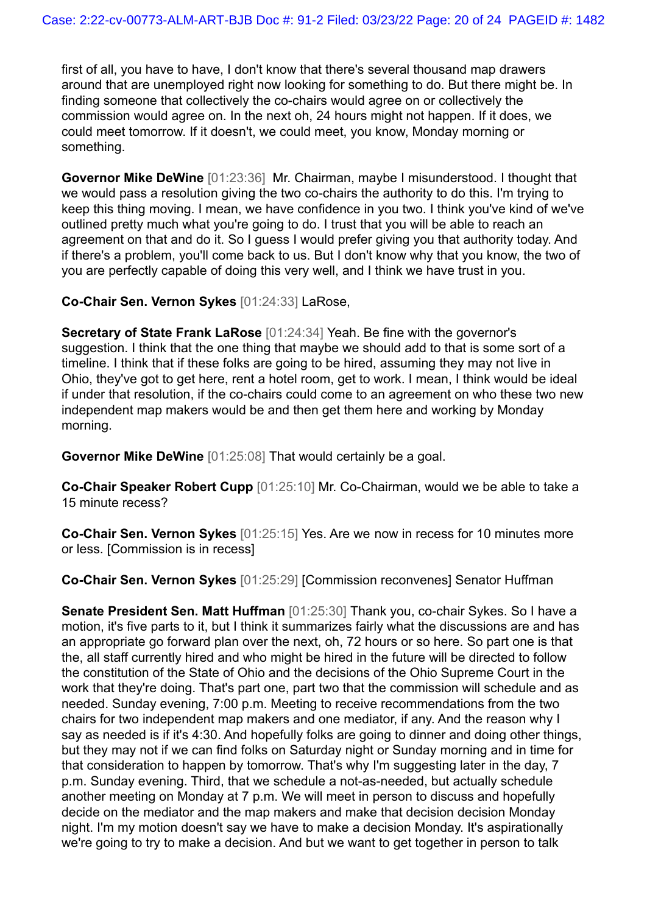first of all, you have to have, I don't know that there's several thousand map drawers around that are unemployed right now looking for something to do. But there might be. In finding someone that collectively the co-chairs would agree on or collectively the commission would agree on. In the next oh, 24 hours might not happen. If it does, we could meet tomorrow. If it doesn't, we could meet, you know, Monday morning or something.

**Governor Mike DeWine** [01:23:36] Mr. Chairman, maybe I misunderstood. I thought that we would pass a resolution giving the two co-chairs the authority to do this. I'm trying to keep this thing moving. I mean, we have confidence in you two. I think you've kind of we've outlined pretty much what you're going to do. I trust that you will be able to reach an agreement on that and do it. So I guess I would prefer giving you that authority today. And if there's a problem, you'll come back to us. But I don't know why that you know, the two of you are perfectly capable of doing this very well, and I think we have trust in you.

**Co-Chair Sen. Vernon Sykes** [01:24:33] LaRose,

**Secretary of State Frank LaRose** [01:24:34] Yeah. Be fine with the governor's suggestion. I think that the one thing that maybe we should add to that is some sort of a timeline. I think that if these folks are going to be hired, assuming they may not live in Ohio, they've got to get here, rent a hotel room, get to work. I mean, I think would be ideal if under that resolution, if the co-chairs could come to an agreement on who these two new independent map makers would be and then get them here and working by Monday morning.

**Governor Mike DeWine** [01:25:08] That would certainly be a goal.

**Co-Chair Speaker Robert Cupp** [01:25:10] Mr. Co-Chairman, would we be able to take a 15 minute recess?

**Co-Chair Sen. Vernon Sykes** [01:25:15] Yes. Are we now in recess for 10 minutes more or less. [Commission is in recess]

**Co-Chair Sen. Vernon Sykes** [01:25:29] [Commission reconvenes] Senator Huffman

**Senate President Sen. Matt Huffman** [01:25:30] Thank you, co-chair Sykes. So I have a motion, it's five parts to it, but I think it summarizes fairly what the discussions are and has an appropriate go forward plan over the next, oh, 72 hours or so here. So part one is that the, all staff currently hired and who might be hired in the future will be directed to follow the constitution of the State of Ohio and the decisions of the Ohio Supreme Court in the work that they're doing. That's part one, part two that the commission will schedule and as needed. Sunday evening, 7:00 p.m. Meeting to receive recommendations from the two chairs for two independent map makers and one mediator, if any. And the reason why I say as needed is if it's 4:30. And hopefully folks are going to dinner and doing other things, but they may not if we can find folks on Saturday night or Sunday morning and in time for that consideration to happen by tomorrow. That's why I'm suggesting later in the day, 7 p.m. Sunday evening. Third, that we schedule a not-as-needed, but actually schedule another meeting on Monday at 7 p.m. We will meet in person to discuss and hopefully decide on the mediator and the map makers and make that decision decision Monday night. I'm my motion doesn't say we have to make a decision Monday. It's aspirationally we're going to try to make a decision. And but we want to get together in person to talk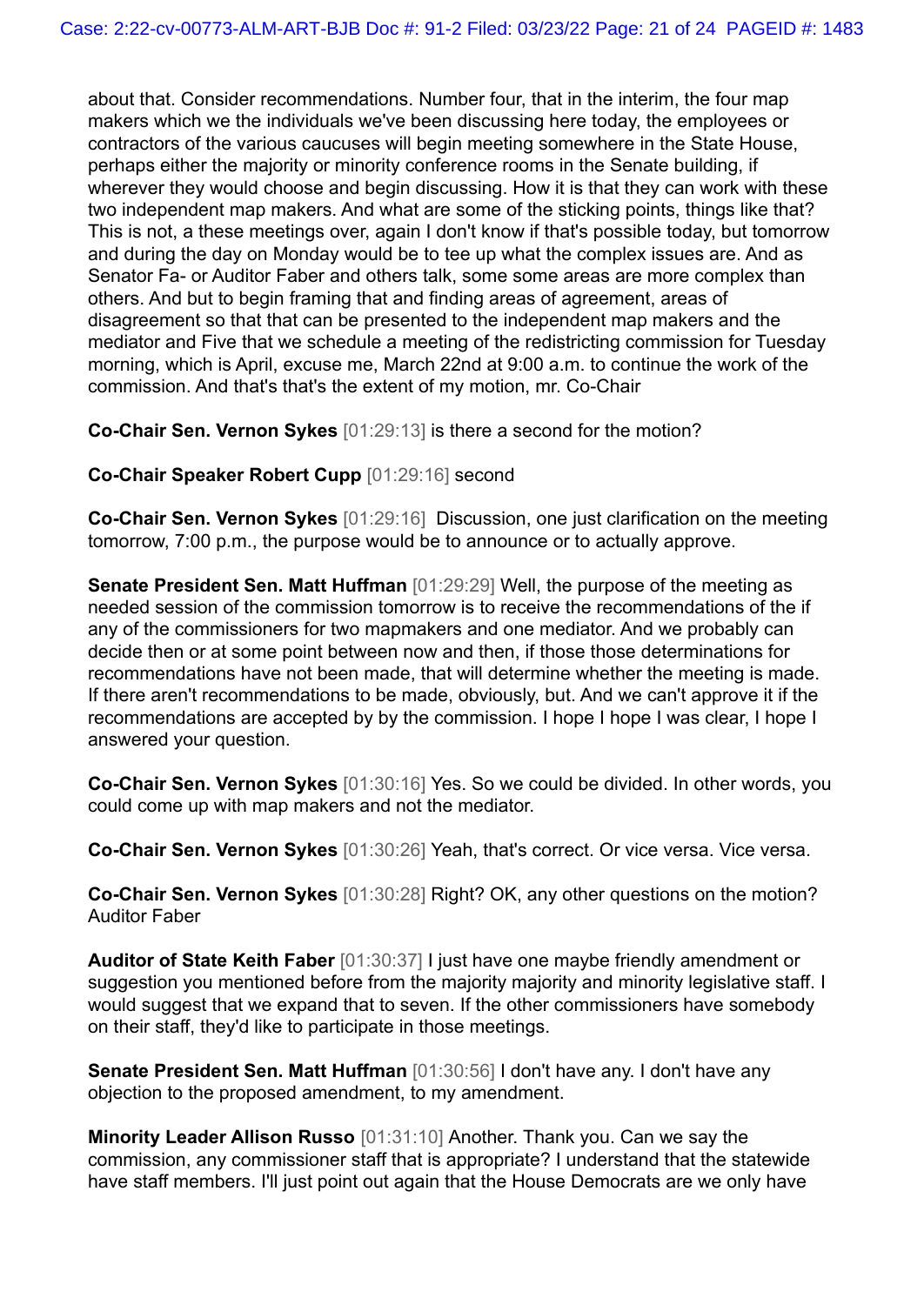about that. Consider recommendations. Number four, that in the interim, the four map makers which we the individuals we've been discussing here today, the employees or contractors of the various caucuses will begin meeting somewhere in the State House, perhaps either the majority or minority conference rooms in the Senate building, if wherever they would choose and begin discussing. How it is that they can work with these two independent map makers. And what are some of the sticking points, things like that? This is not, a these meetings over, again I don't know if that's possible today, but tomorrow and during the day on Monday would be to tee up what the complex issues are. And as Senator Fa- or Auditor Faber and others talk, some some areas are more complex than others. And but to begin framing that and finding areas of agreement, areas of disagreement so that that can be presented to the independent map makers and the mediator and Five that we schedule a meeting of the redistricting commission for Tuesday morning, which is April, excuse me, March 22nd at 9:00 a.m. to continue the work of the commission. And that's that's the extent of my motion, mr. Co-Chair

**Co-Chair Sen. Vernon Sykes** [01:29:13] is there a second for the motion?

**Co-Chair Speaker Robert Cupp** [01:29:16] second

**Co-Chair Sen. Vernon Sykes** [01:29:16] Discussion, one just clarification on the meeting tomorrow, 7:00 p.m., the purpose would be to announce or to actually approve.

**Senate President Sen. Matt Huffman** [01:29:29] Well, the purpose of the meeting as needed session of the commission tomorrow is to receive the recommendations of the if any of the commissioners for two mapmakers and one mediator. And we probably can decide then or at some point between now and then, if those those determinations for recommendations have not been made, that will determine whether the meeting is made. If there aren't recommendations to be made, obviously, but. And we can't approve it if the recommendations are accepted by by the commission. I hope I hope I was clear, I hope I answered your question.

**Co-Chair Sen. Vernon Sykes** [01:30:16] Yes. So we could be divided. In other words, you could come up with map makers and not the mediator.

**Co-Chair Sen. Vernon Sykes** [01:30:26] Yeah, that's correct. Or vice versa. Vice versa.

**Co-Chair Sen. Vernon Sykes** [01:30:28] Right? OK, any other questions on the motion? Auditor Faber

**Auditor of State Keith Faber** [01:30:37] I just have one maybe friendly amendment or suggestion you mentioned before from the majority majority and minority legislative staff. I would suggest that we expand that to seven. If the other commissioners have somebody on their staff, they'd like to participate in those meetings.

**Senate President Sen. Matt Huffman** [01:30:56] I don't have any. I don't have any objection to the proposed amendment, to my amendment.

**Minority Leader Allison Russo** [01:31:10] Another. Thank you. Can we say the commission, any commissioner staff that is appropriate? I understand that the statewide have staff members. I'll just point out again that the House Democrats are we only have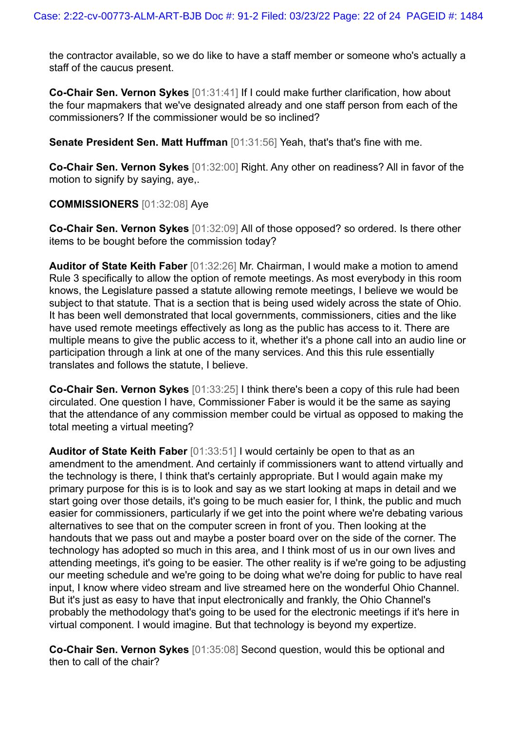the contractor available, so we do like to have a staff member or someone who's actually a staff of the caucus present.

**Co-Chair Sen. Vernon Sykes** [01:31:41] If I could make further clarification, how about the four mapmakers that we've designated already and one staff person from each of the commissioners? If the commissioner would be so inclined?

**Senate President Sen. Matt Huffman** [01:31:56] Yeah, that's that's fine with me.

**Co-Chair Sen. Vernon Sykes** [01:32:00] Right. Any other on readiness? All in favor of the motion to signify by saying, aye,.

**COMMISSIONERS** [01:32:08] Aye

**Co-Chair Sen. Vernon Sykes** [01:32:09] All of those opposed? so ordered. Is there other items to be bought before the commission today?

**Auditor of State Keith Faber** [01:32:26] Mr. Chairman, I would make a motion to amend Rule 3 specifically to allow the option of remote meetings. As most everybody in this room knows, the Legislature passed a statute allowing remote meetings, I believe we would be subject to that statute. That is a section that is being used widely across the state of Ohio. It has been well demonstrated that local governments, commissioners, cities and the like have used remote meetings effectively as long as the public has access to it. There are multiple means to give the public access to it, whether it's a phone call into an audio line or participation through a link at one of the many services. And this this rule essentially translates and follows the statute, I believe.

**Co-Chair Sen. Vernon Sykes** [01:33:25] I think there's been a copy of this rule had been circulated. One question I have, Commissioner Faber is would it be the same as saying that the attendance of any commission member could be virtual as opposed to making the total meeting a virtual meeting?

**Auditor of State Keith Faber** [01:33:51] I would certainly be open to that as an amendment to the amendment. And certainly if commissioners want to attend virtually and the technology is there, I think that's certainly appropriate. But I would again make my primary purpose for this is is to look and say as we start looking at maps in detail and we start going over those details, it's going to be much easier for, I think, the public and much easier for commissioners, particularly if we get into the point where we're debating various alternatives to see that on the computer screen in front of you. Then looking at the handouts that we pass out and maybe a poster board over on the side of the corner. The technology has adopted so much in this area, and I think most of us in our own lives and attending meetings, it's going to be easier. The other reality is if we're going to be adjusting our meeting schedule and we're going to be doing what we're doing for public to have real input, I know where video stream and live streamed here on the wonderful Ohio Channel. But it's just as easy to have that input electronically and frankly, the Ohio Channel's probably the methodology that's going to be used for the electronic meetings if it's here in virtual component. I would imagine. But that technology is beyond my expertize.

**Co-Chair Sen. Vernon Sykes** [01:35:08] Second question, would this be optional and then to call of the chair?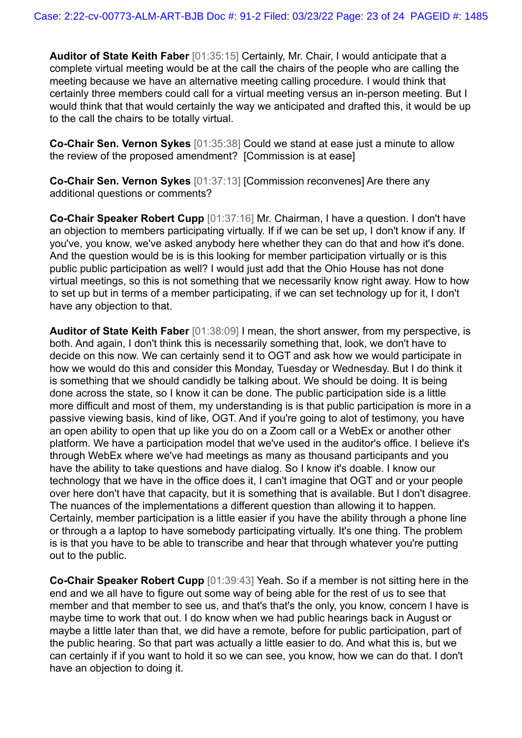**Auditor of State Keith Faber** [01:35:15] Certainly, Mr. Chair, I would anticipate that a complete virtual meeting would be at the call the chairs of the people who are calling the meeting because we have an alternative meeting calling procedure. I would think that certainly three members could call for a virtual meeting versus an in-person meeting. But I would think that that would certainly the way we anticipated and drafted this, it would be up to the call the chairs to be totally virtual.

**Co-Chair Sen. Vernon Sykes** [01:35:38] Could we stand at ease just a minute to allow the review of the proposed amendment? [Commission is at ease]

**Co-Chair Sen. Vernon Sykes** [01:37:13] [Commission reconvenes] Are there any additional questions or comments?

**Co-Chair Speaker Robert Cupp** [01:37:16] Mr. Chairman, I have a question. I don't have an objection to members participating virtually. If if we can be set up, I don't know if any. If you've, you know, we've asked anybody here whether they can do that and how it's done. And the question would be is is this looking for member participation virtually or is this public public participation as well? I would just add that the Ohio House has not done virtual meetings, so this is not something that we necessarily know right away. How to how to set up but in terms of a member participating, if we can set technology up for it, I don't have any objection to that.

**Auditor of State Keith Faber** [01:38:09] I mean, the short answer, from my perspective, is both. And again, I don't think this is necessarily something that, look, we don't have to decide on this now. We can certainly send it to OGT and ask how we would participate in how we would do this and consider this Monday, Tuesday or Wednesday. But I do think it is something that we should candidly be talking about. We should be doing. It is being done across the state, so I know it can be done. The public participation side is a little more difficult and most of them, my understanding is is that public participation is more in a passive viewing basis, kind of like, OGT. And if you're going to alot of testimony, you have an open ability to open that up like you do on a Zoom call or a WebEx or another other platform. We have a participation model that we've used in the auditor's office. I believe it's through WebEx where we've had meetings as many as thousand participants and you have the ability to take questions and have dialog. So I know it's doable. I know our technology that we have in the office does it, I can't imagine that OGT and or your people over here don't have that capacity, but it is something that is available. But I don't disagree. The nuances of the implementations a different question than allowing it to happen. Certainly, member participation is a little easier if you have the ability through a phone line or through a a laptop to have somebody participating virtually. It's one thing. The problem is is that you have to be able to transcribe and hear that through whatever you're putting out to the public.

**Co-Chair Speaker Robert Cupp** [01:39:43] Yeah. So if a member is not sitting here in the end and we all have to figure out some way of being able for the rest of us to see that member and that member to see us, and that's that's the only, you know, concern I have is maybe time to work that out. I do know when we had public hearings back in August or maybe a little later than that, we did have a remote, before for public participation, part of the public hearing. So that part was actually a little easier to do. And what this is, but we can certainly if if you want to hold it so we can see, you know, how we can do that. I don't have an objection to doing it.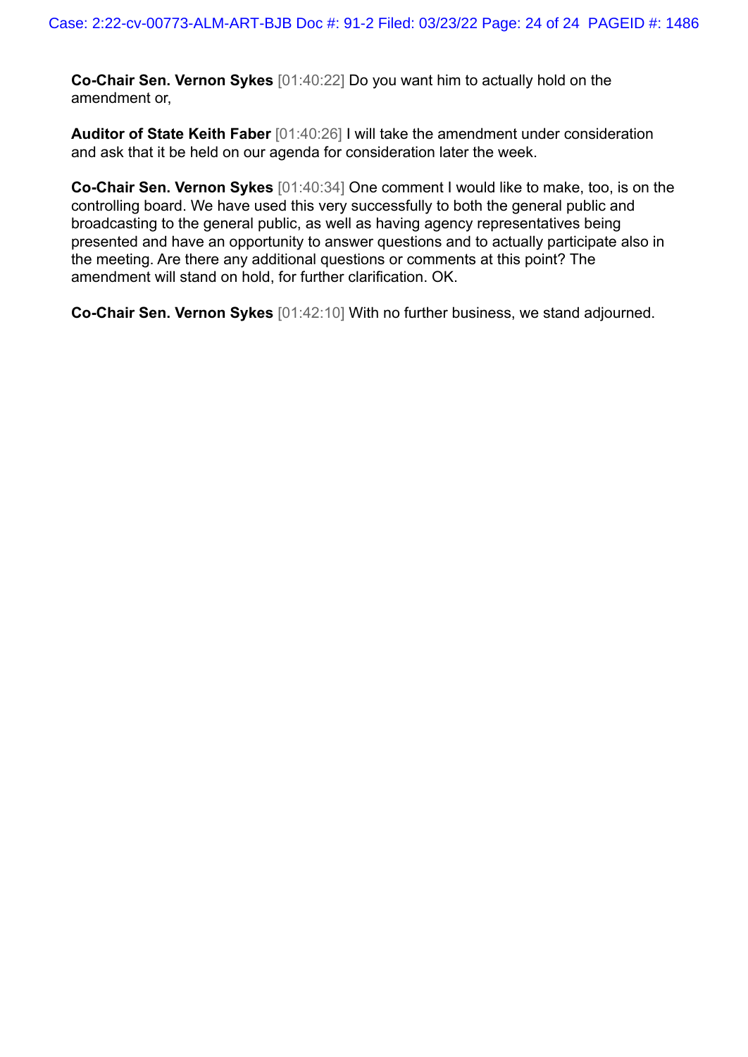**Co-Chair Sen. Vernon Sykes** [01:40:22] Do you want him to actually hold on the amendment or,

**Auditor of State Keith Faber** [01:40:26] I will take the amendment under consideration and ask that it be held on our agenda for consideration later the week.

**Co-Chair Sen. Vernon Sykes** [01:40:34] One comment I would like to make, too, is on the controlling board. We have used this very successfully to both the general public and broadcasting to the general public, as well as having agency representatives being presented and have an opportunity to answer questions and to actually participate also in the meeting. Are there any additional questions or comments at this point? The amendment will stand on hold, for further clarification. OK.

**Co-Chair Sen. Vernon Sykes** [01:42:10] With no further business, we stand adjourned.